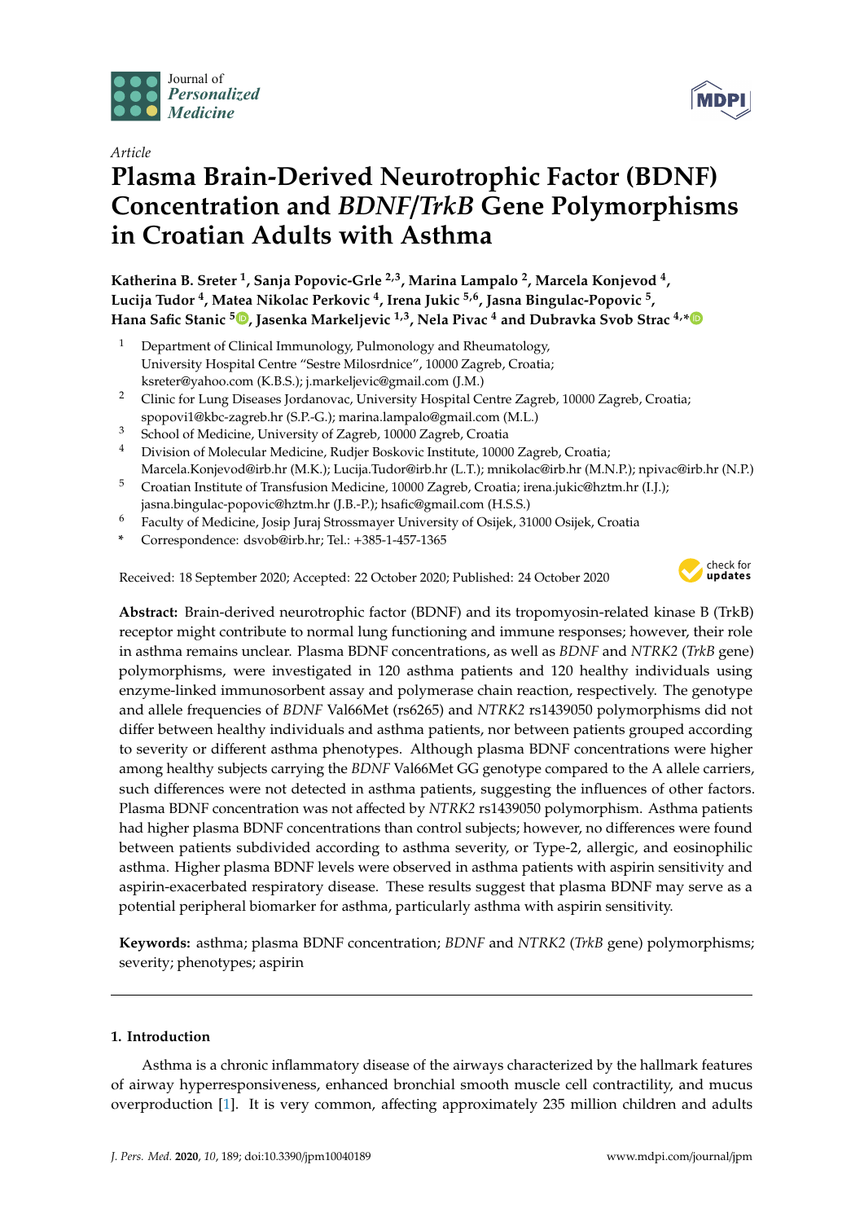*Article*

# Plasma Brain-Derived Neurotrophic Factor (BDNF) Concentration and *BDNF*/*TrkB* Gene Polymorphisms in Croatian Adults with Asthma

**Katherina B. Sreter [1], Sanja Popovic-Grle [2,3], Marina Lampalo [2], Marcela Konjevod [4], Lucija Tudor [4], Matea Nikolac Perkovic [4], Irena Jukic [5,6], Jasna Bingulac-Popovic [5], Hana Safic Stanic [5], Jasenka Markeljevic [1,3], Nela Pivac [4] and Dubravka Svob Strac [4,*]**

[1] Department of Clinical Immunology, Pulmonology and Rheumatology, University Hospital Centre "Sestre Milosrdnice", 10000 Zagreb, Croatia; ksreter@yahoo.com (K.B.S.); j.markeljevic@gmail.com (J.M.)

[2] Clinic for Lung Diseases Jordanovac, University Hospital Centre Zagreb, 10000 Zagreb, Croatia; spopovi1@kbc-zagreb.hr (S.P.-G.); marina.lampalo@gmail.com (M.L.)

[3] School of Medicine, University of Zagreb, 10000 Zagreb, Croatia

[4] Division of Molecular Medicine, Rudjer Boskovic Institute, 10000 Zagreb, Croatia; Marcela.Konjevod@irb.hr (M.K.); Lucija.Tudor@irb.hr (L.T.); mnikolac@irb.hr (M.N.P.); npivac@irb.hr (N.P.)

[5] Croatian Institute of Transfusion Medicine, 10000 Zagreb, Croatia; irena.jukic@hztm.hr (I.J.); jasna.bingulac-popovic@hztm.hr (J.B.-P.); hsafic@gmail.com (H.S.S.)

[6] Faculty of Medicine, Josip Juraj Strossmayer University of Osijek, 31000 Osijek, Croatia

\* Correspondence: dsvob@irb.hr; Tel.: +385-1-457-1365

Received: 18 September 2020; Accepted: 22 October 2020; Published: 24 October 2020

**Abstract:** Brain-derived neurotrophic factor (BDNF) and its tropomyosin-related kinase B (TrkB) receptor might contribute to normal lung functioning and immune responses; however, their role in asthma remains unclear. Plasma BDNF concentrations, as well as *BDNF* and *NTRK2* (*TrkB* gene) polymorphisms, were investigated in 120 asthma patients and 120 healthy individuals using enzyme-linked immunosorbent assay and polymerase chain reaction, respectively. The genotype and allele frequencies of *BDNF* Val66Met (rs6265) and *NTRK2* rs1439050 polymorphisms did not differ between healthy individuals and asthma patients, nor between patients grouped according to severity or different asthma phenotypes. Although plasma BDNF concentrations were higher among healthy subjects carrying the *BDNF* Val66Met GG genotype compared to the A allele carriers, such differences were not detected in asthma patients, suggesting the influences of other factors. Plasma BDNF concentration was not affected by *NTRK2* rs1439050 polymorphism. Asthma patients had higher plasma BDNF concentrations than control subjects; however, no differences were found between patients subdivided according to asthma severity, or Type-2, allergic, and eosinophilic asthma. Higher plasma BDNF levels were observed in asthma patients with aspirin sensitivity and aspirin-exacerbated respiratory disease. These results suggest that plasma BDNF may serve as a potential peripheral biomarker for asthma, particularly asthma with aspirin sensitivity.

**Keywords:** asthma; plasma BDNF concentration; *BDNF* and *NTRK2* (*TrkB* gene) polymorphisms; severity; phenotypes; aspirin

## 1. Introduction

Asthma is a chronic inflammatory disease of the airways characterized by the hallmark features of airway hyperresponsiveness, enhanced bronchial smooth muscle cell contractility, and mucus overproduction [1]. It is very common, affecting approximately 235 million children and adults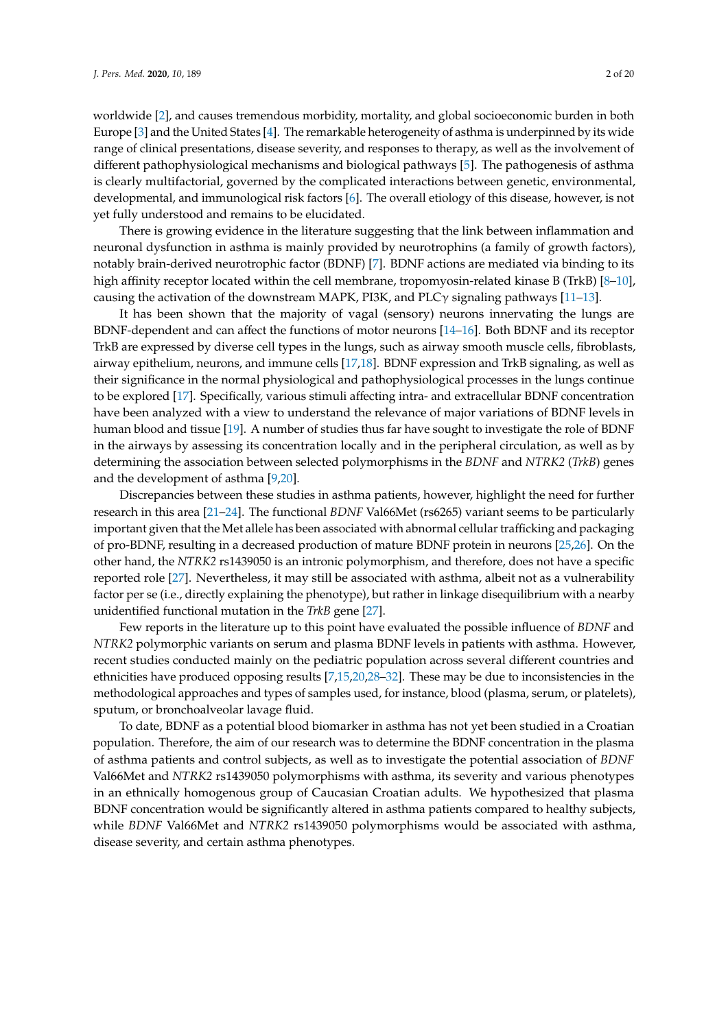worldwide [2], and causes tremendous morbidity, mortality, and global socioeconomic burden in both Europe [3] and the United States [4]. The remarkable heterogeneity of asthma is underpinned by its wide range of clinical presentations, disease severity, and responses to therapy, as well as the involvement of different pathophysiological mechanisms and biological pathways [5]. The pathogenesis of asthma is clearly multifactorial, governed by the complicated interactions between genetic, environmental, developmental, and immunological risk factors [6]. The overall etiology of this disease, however, is not yet fully understood and remains to be elucidated.

There is growing evidence in the literature suggesting that the link between inflammation and neuronal dysfunction in asthma is mainly provided by neurotrophins (a family of growth factors), notably brain-derived neurotrophic factor (BDNF) [7]. BDNF actions are mediated via binding to its high affinity receptor located within the cell membrane, tropomyosin-related kinase B (TrkB) [8–10], causing the activation of the downstream MAPK, PI3K, and PLCγ signaling pathways [11–13].

It has been shown that the majority of vagal (sensory) neurons innervating the lungs are BDNF-dependent and can affect the functions of motor neurons [14–16]. Both BDNF and its receptor TrkB are expressed by diverse cell types in the lungs, such as airway smooth muscle cells, fibroblasts, airway epithelium, neurons, and immune cells [17,18]. BDNF expression and TrkB signaling, as well as their significance in the normal physiological and pathophysiological processes in the lungs continue to be explored [17]. Specifically, various stimuli affecting intra- and extracellular BDNF concentration have been analyzed with a view to understand the relevance of major variations of BDNF levels in human blood and tissue [19]. A number of studies thus far have sought to investigate the role of BDNF in the airways by assessing its concentration locally and in the peripheral circulation, as well as by determining the association between selected polymorphisms in the *BDNF* and *NTRK2* (*TrkB*) genes and the development of asthma [9,20].

Discrepancies between these studies in asthma patients, however, highlight the need for further research in this area [21–24]. The functional *BDNF* Val66Met (rs6265) variant seems to be particularly important given that the Met allele has been associated with abnormal cellular trafficking and packaging of pro-BDNF, resulting in a decreased production of mature BDNF protein in neurons [25,26]. On the other hand, the *NTRK2* rs1439050 is an intronic polymorphism, and therefore, does not have a specific reported role [27]. Nevertheless, it may still be associated with asthma, albeit not as a vulnerability factor per se (i.e., directly explaining the phenotype), but rather in linkage disequilibrium with a nearby unidentified functional mutation in the *TrkB* gene [27].

Few reports in the literature up to this point have evaluated the possible influence of *BDNF* and *NTRK2* polymorphic variants on serum and plasma BDNF levels in patients with asthma. However, recent studies conducted mainly on the pediatric population across several different countries and ethnicities have produced opposing results [7,15,20,28–32]. These may be due to inconsistencies in the methodological approaches and types of samples used, for instance, blood (plasma, serum, or platelets), sputum, or bronchoalveolar lavage fluid.

To date, BDNF as a potential blood biomarker in asthma has not yet been studied in a Croatian population. Therefore, the aim of our research was to determine the BDNF concentration in the plasma of asthma patients and control subjects, as well as to investigate the potential association of *BDNF* Val66Met and *NTRK2* rs1439050 polymorphisms with asthma, its severity and various phenotypes in an ethnically homogenous group of Caucasian Croatian adults. We hypothesized that plasma BDNF concentration would be significantly altered in asthma patients compared to healthy subjects, while *BDNF* Val66Met and *NTRK2* rs1439050 polymorphisms would be associated with asthma, disease severity, and certain asthma phenotypes.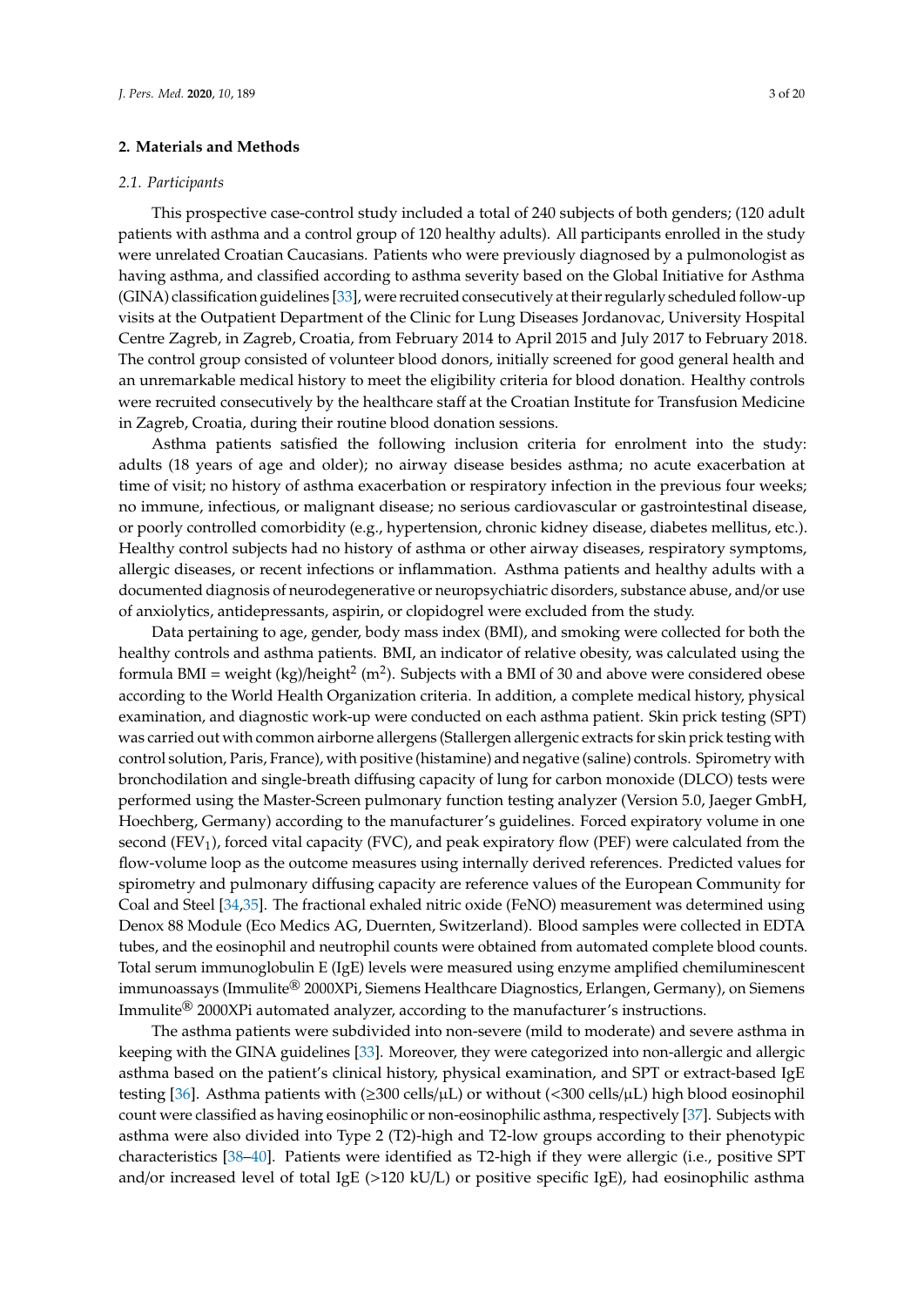## 2. Materials and Methods

### *2.1. Participants*

This prospective case-control study included a total of 240 subjects of both genders; (120 adult patients with asthma and a control group of 120 healthy adults). All participants enrolled in the study were unrelated Croatian Caucasians. Patients who were previously diagnosed by a pulmonologist as having asthma, and classified according to asthma severity based on the Global Initiative for Asthma (GINA) classification guidelines [33], were recruited consecutively at their regularly scheduled follow-up visits at the Outpatient Department of the Clinic for Lung Diseases Jordanovac, University Hospital Centre Zagreb, in Zagreb, Croatia, from February 2014 to April 2015 and July 2017 to February 2018. The control group consisted of volunteer blood donors, initially screened for good general health and an unremarkable medical history to meet the eligibility criteria for blood donation. Healthy controls were recruited consecutively by the healthcare staff at the Croatian Institute for Transfusion Medicine in Zagreb, Croatia, during their routine blood donation sessions.

Asthma patients satisfied the following inclusion criteria for enrolment into the study: adults (18 years of age and older); no airway disease besides asthma; no acute exacerbation at time of visit; no history of asthma exacerbation or respiratory infection in the previous four weeks; no immune, infectious, or malignant disease; no serious cardiovascular or gastrointestinal disease, or poorly controlled comorbidity (e.g., hypertension, chronic kidney disease, diabetes mellitus, etc.). Healthy control subjects had no history of asthma or other airway diseases, respiratory symptoms, allergic diseases, or recent infections or inflammation. Asthma patients and healthy adults with a documented diagnosis of neurodegenerative or neuropsychiatric disorders, substance abuse, and/or use of anxiolytics, antidepressants, aspirin, or clopidogrel were excluded from the study.

Data pertaining to age, gender, body mass index (BMI), and smoking were collected for both the healthy controls and asthma patients. BMI, an indicator of relative obesity, was calculated using the formula BMI = weight (kg)/height$^2$ (m$^2$). Subjects with a BMI of 30 and above were considered obese according to the World Health Organization criteria. In addition, a complete medical history, physical examination, and diagnostic work-up were conducted on each asthma patient. Skin prick testing (SPT) was carried out with common airborne allergens (Stallergen allergenic extracts for skin prick testing with control solution, Paris, France), with positive (histamine) and negative (saline) controls. Spirometry with bronchodilation and single-breath diffusing capacity of lung for carbon monoxide (DLCO) tests were performed using the Master-Screen pulmonary function testing analyzer (Version 5.0, Jaeger GmbH, Hoechberg, Germany) according to the manufacturer's guidelines. Forced expiratory volume in one second ($FEV_1$), forced vital capacity (FVC), and peak expiratory flow (PEF) were calculated from the flow-volume loop as the outcome measures using internally derived references. Predicted values for spirometry and pulmonary diffusing capacity are reference values of the European Community for Coal and Steel [34,35]. The fractional exhaled nitric oxide (FeNO) measurement was determined using Denox 88 Module (Eco Medics AG, Duernten, Switzerland). Blood samples were collected in EDTA tubes, and the eosinophil and neutrophil counts were obtained from automated complete blood counts. Total serum immunoglobulin E (IgE) levels were measured using enzyme amplified chemiluminescent immunoassays (Immulite® 2000XPi, Siemens Healthcare Diagnostics, Erlangen, Germany), on Siemens Immulite® 2000XPi automated analyzer, according to the manufacturer's instructions.

The asthma patients were subdivided into non-severe (mild to moderate) and severe asthma in keeping with the GINA guidelines [33]. Moreover, they were categorized into non-allergic and allergic asthma based on the patient's clinical history, physical examination, and SPT or extract-based IgE testing [36]. Asthma patients with (≥300 cells/μL) or without (<300 cells/μL) high blood eosinophil count were classified as having eosinophilic or non-eosinophilic asthma, respectively [37]. Subjects with asthma were also divided into Type 2 (T2)-high and T2-low groups according to their phenotypic characteristics [38–40]. Patients were identified as T2-high if they were allergic (i.e., positive SPT and/or increased level of total IgE (>120 kU/L) or positive specific IgE), had eosinophilic asthma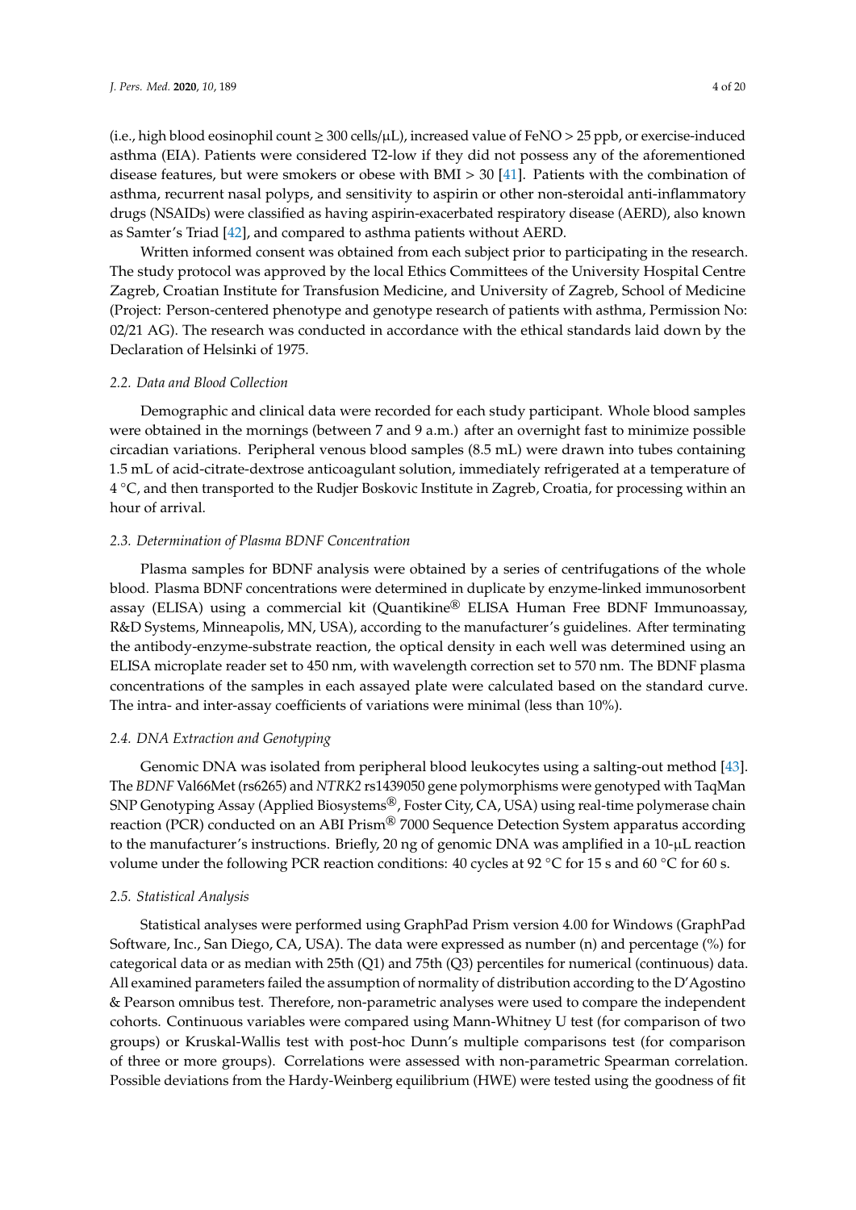(i.e., high blood eosinophil count ≥ 300 cells/μL), increased value of FeNO > 25 ppb, or exercise-induced asthma (EIA). Patients were considered T2-low if they did not possess any of the aforementioned disease features, but were smokers or obese with BMI > 30 [41]. Patients with the combination of asthma, recurrent nasal polyps, and sensitivity to aspirin or other non-steroidal anti-inflammatory drugs (NSAIDs) were classified as having aspirin-exacerbated respiratory disease (AERD), also known as Samter's Triad [42], and compared to asthma patients without AERD.

Written informed consent was obtained from each subject prior to participating in the research. The study protocol was approved by the local Ethics Committees of the University Hospital Centre Zagreb, Croatian Institute for Transfusion Medicine, and University of Zagreb, School of Medicine (Project: Person-centered phenotype and genotype research of patients with asthma, Permission No: 02/21 AG). The research was conducted in accordance with the ethical standards laid down by the Declaration of Helsinki of 1975.

### 2.2. Data and Blood Collection

Demographic and clinical data were recorded for each study participant. Whole blood samples were obtained in the mornings (between 7 and 9 a.m.) after an overnight fast to minimize possible circadian variations. Peripheral venous blood samples (8.5 mL) were drawn into tubes containing 1.5 mL of acid-citrate-dextrose anticoagulant solution, immediately refrigerated at a temperature of 4 °C, and then transported to the Rudjer Boskovic Institute in Zagreb, Croatia, for processing within an hour of arrival.

### 2.3. Determination of Plasma BDNF Concentration

Plasma samples for BDNF analysis were obtained by a series of centrifugations of the whole blood. Plasma BDNF concentrations were determined in duplicate by enzyme-linked immunosorbent assay (ELISA) using a commercial kit (Quantikine® ELISA Human Free BDNF Immunoassay, R&D Systems, Minneapolis, MN, USA), according to the manufacturer's guidelines. After terminating the antibody-enzyme-substrate reaction, the optical density in each well was determined using an ELISA microplate reader set to 450 nm, with wavelength correction set to 570 nm. The BDNF plasma concentrations of the samples in each assayed plate were calculated based on the standard curve. The intra- and inter-assay coefficients of variations were minimal (less than 10%).

### 2.4. DNA Extraction and Genotyping

Genomic DNA was isolated from peripheral blood leukocytes using a salting-out method [43]. The *BDNF* Val66Met (rs6265) and *NTRK2* rs1439050 gene polymorphisms were genotyped with TaqMan SNP Genotyping Assay (Applied Biosystems®, Foster City, CA, USA) using real-time polymerase chain reaction (PCR) conducted on an ABI Prism® 7000 Sequence Detection System apparatus according to the manufacturer's instructions. Briefly, 20 ng of genomic DNA was amplified in a 10-μL reaction volume under the following PCR reaction conditions: 40 cycles at 92 °C for 15 s and 60 °C for 60 s.

### 2.5. Statistical Analysis

Statistical analyses were performed using GraphPad Prism version 4.00 for Windows (GraphPad Software, Inc., San Diego, CA, USA). The data were expressed as number (n) and percentage (%) for categorical data or as median with 25th (Q1) and 75th (Q3) percentiles for numerical (continuous) data. All examined parameters failed the assumption of normality of distribution according to the D'Agostino & Pearson omnibus test. Therefore, non-parametric analyses were used to compare the independent cohorts. Continuous variables were compared using Mann-Whitney U test (for comparison of two groups) or Kruskal-Wallis test with post-hoc Dunn's multiple comparisons test (for comparison of three or more groups). Correlations were assessed with non-parametric Spearman correlation. Possible deviations from the Hardy-Weinberg equilibrium (HWE) were tested using the goodness of fit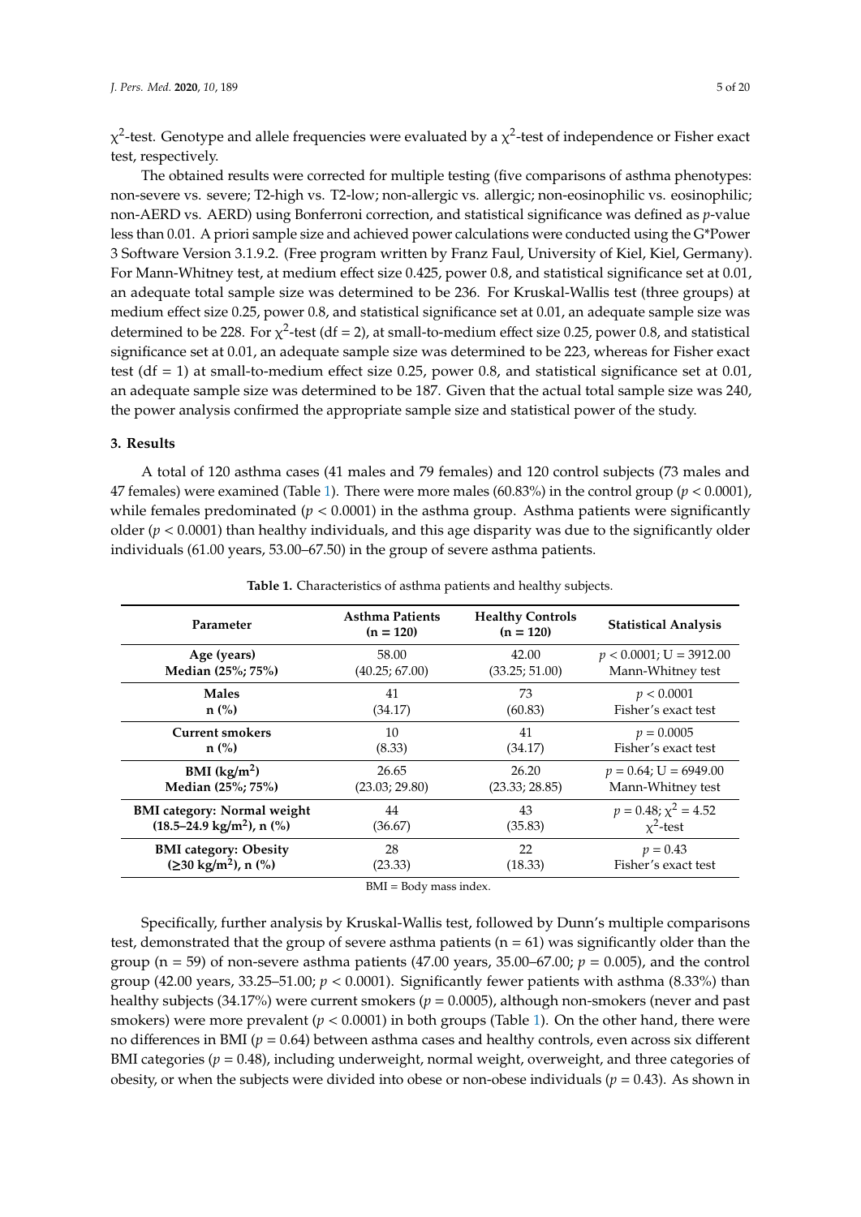$\chi^2$-test. Genotype and allele frequencies were evaluated by a $\chi^2$-test of independence or Fisher exact test, respectively.

The obtained results were corrected for multiple testing (five comparisons of asthma phenotypes: non-severe vs. severe; T2-high vs. T2-low; non-allergic vs. allergic; non-eosinophilic vs. eosinophilic; non-AERD vs. AERD) using Bonferroni correction, and statistical significance was defined as *p*-value less than 0.01. A priori sample size and achieved power calculations were conducted using the G*Power 3 Software Version 3.1.9.2. (Free program written by Franz Faul, University of Kiel, Kiel, Germany). For Mann-Whitney test, at medium effect size 0.425, power 0.8, and statistical significance set at 0.01, an adequate total sample size was determined to be 236. For Kruskal-Wallis test (three groups) at medium effect size 0.25, power 0.8, and statistical significance set at 0.01, an adequate sample size was determined to be 228. For $\chi^2$-test (df = 2), at small-to-medium effect size 0.25, power 0.8, and statistical significance set at 0.01, an adequate sample size was determined to be 223, whereas for Fisher exact test (df = 1) at small-to-medium effect size 0.25, power 0.8, and statistical significance set at 0.01, an adequate sample size was determined to be 187. Given that the actual total sample size was 240, the power analysis confirmed the appropriate sample size and statistical power of the study.

## 3. Results

A total of 120 asthma cases (41 males and 79 females) and 120 control subjects (73 males and 47 females) were examined (Table 1). There were more males (60.83%) in the control group ($p < 0.0001$), while females predominated ($p < 0.0001$) in the asthma group. Asthma patients were significantly older ($p < 0.0001$) than healthy individuals, and this age disparity was due to the significantly older individuals (61.00 years, 53.00–67.50) in the group of severe asthma patients.

**Table 1.** Characteristics of asthma patients and healthy subjects.

| Parameter | Asthma Patients (n = 120) | Healthy Controls (n = 120) | Statistical Analysis |
|---|---|---|---|
| **Age (years)** **Median (25%; 75%)** | 58.00 (40.25; 67.00) | 42.00 (33.25; 51.00) | $p < 0.0001$; U = 3912.00 Mann-Whitney test |
| **Males** **n (%)** | 41 (34.17) | 73 (60.83) | $p < 0.0001$ Fisher's exact test |
| **Current smokers** **n (%)** | 10 (8.33) | 41 (34.17) | $p = 0.0005$ Fisher's exact test |
| **BMI (kg/m$^2$)** **Median (25%; 75%)** | 26.65 (23.03; 29.80) | 26.20 (23.33; 28.85) | $p = 0.64$; U = 6949.00 Mann-Whitney test |
| **BMI category: Normal weight** **(18.5–24.9 kg/m$^2$), n (%)** | 44 (36.67) | 43 (35.83) | $p = 0.48$; $\chi^2 = 4.52$ $\chi^2$-test |
| **BMI category: Obesity** **(≥30 kg/m$^2$), n (%)** | 28 (23.33) | 22 (18.33) | $p = 0.43$ Fisher's exact test |

BMI = Body mass index.

Specifically, further analysis by Kruskal-Wallis test, followed by Dunn's multiple comparisons test, demonstrated that the group of severe asthma patients (n = 61) was significantly older than the group (n = 59) of non-severe asthma patients (47.00 years, 35.00–67.00; $p = 0.005$), and the control group (42.00 years, 33.25–51.00; $p < 0.0001$). Significantly fewer patients with asthma (8.33%) than healthy subjects (34.17%) were current smokers ($p = 0.0005$), although non-smokers (never and past smokers) were more prevalent ($p < 0.0001$) in both groups (Table 1). On the other hand, there were no differences in BMI ($p = 0.64$) between asthma cases and healthy controls, even across six different BMI categories ($p = 0.48$), including underweight, normal weight, overweight, and three categories of obesity, or when the subjects were divided into obese or non-obese individuals ($p = 0.43$). As shown in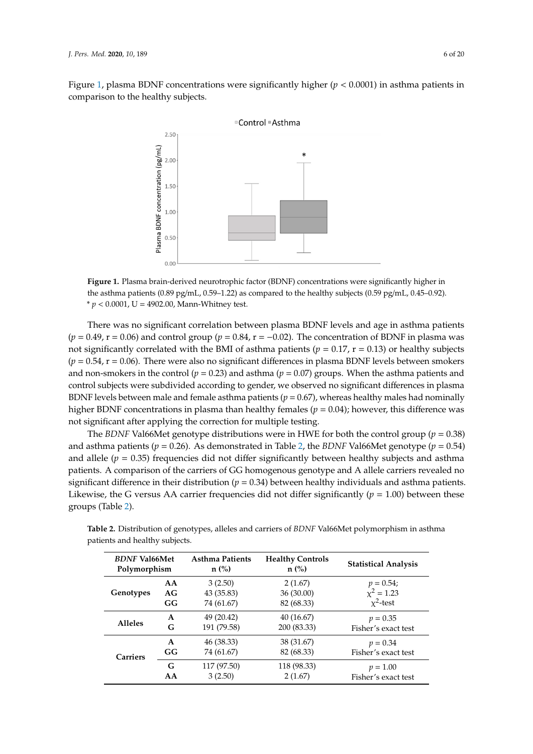Figure 1, plasma BDNF concentrations were significantly higher ($p < 0.0001$) in asthma patients in comparison to the healthy subjects.

Control Asthma

2.50
2.00
1.50
1.00
0.50
0.00

Plasma BDNF concentration (pg/mL)

*

**Figure 1.** Plasma brain-derived neurotrophic factor (BDNF) concentrations were significantly higher in the asthma patients (0.89 pg/mL, 0.59–1.22) as compared to the healthy subjects (0.59 pg/mL, 0.45–0.92). * $p < 0.0001$, U = 4902.00, Mann-Whitney test.

There was no significant correlation between plasma BDNF levels and age in asthma patients ($p = 0.49$, $r = 0.06$) and control group ($p = 0.84$, $r = -0.02$). The concentration of BDNF in plasma was not significantly correlated with the BMI of asthma patients ($p = 0.17$, $r = 0.13$) or healthy subjects ($p = 0.54$, $r = 0.06$). There were also no significant differences in plasma BDNF levels between smokers and non-smokers in the control ($p = 0.23$) and asthma ($p = 0.07$) groups. When the asthma patients and control subjects were subdivided according to gender, we observed no significant differences in plasma BDNF levels between male and female asthma patients ($p = 0.67$), whereas healthy males had nominally higher BDNF concentrations in plasma than healthy females ($p = 0.04$); however, this difference was not significant after applying the correction for multiple testing.

The *BDNF* Val66Met genotype distributions were in HWE for both the control group ($p = 0.38$) and asthma patients ($p = 0.26$). As demonstrated in Table 2, the *BDNF* Val66Met genotype ($p = 0.54$) and allele ($p = 0.35$) frequencies did not differ significantly between healthy subjects and asthma patients. A comparison of the carriers of GG homogenous genotype and A allele carriers revealed no significant difference in their distribution ($p = 0.34$) between healthy individuals and asthma patients. Likewise, the G versus AA carrier frequencies did not differ significantly ($p = 1.00$) between these groups (Table 2).

**Table 2.** Distribution of genotypes, alleles and carriers of *BDNF* Val66Met polymorphism in asthma patients and healthy subjects.

| *BDNF* Val66Met Polymorphism | | Asthma Patients n (%) | Healthy Controls n (%) | Statistical Analysis |
|---|---|---|---|---|
| Genotypes | AA | 3 (2.50) | 2 (1.67) | $p = 0.54$; $\chi^2 = 1.23$ $\chi^2$-test |
| | AG | 43 (35.83) | 36 (30.00) | |
| | GG | 74 (61.67) | 82 (68.33) | |
| Alleles | A | 49 (20.42) | 40 (16.67) | $p = 0.35$ Fisher's exact test |
| | G | 191 (79.58) | 200 (83.33) | |
| Carriers | A | 46 (38.33) | 38 (31.67) | $p = 0.34$ Fisher's exact test |
| | GG | 74 (61.67) | 82 (68.33) | |
| | G | 117 (97.50) | 118 (98.33) | $p = 1.00$ Fisher's exact test |
| | AA | 3 (2.50) | 2 (1.67) | |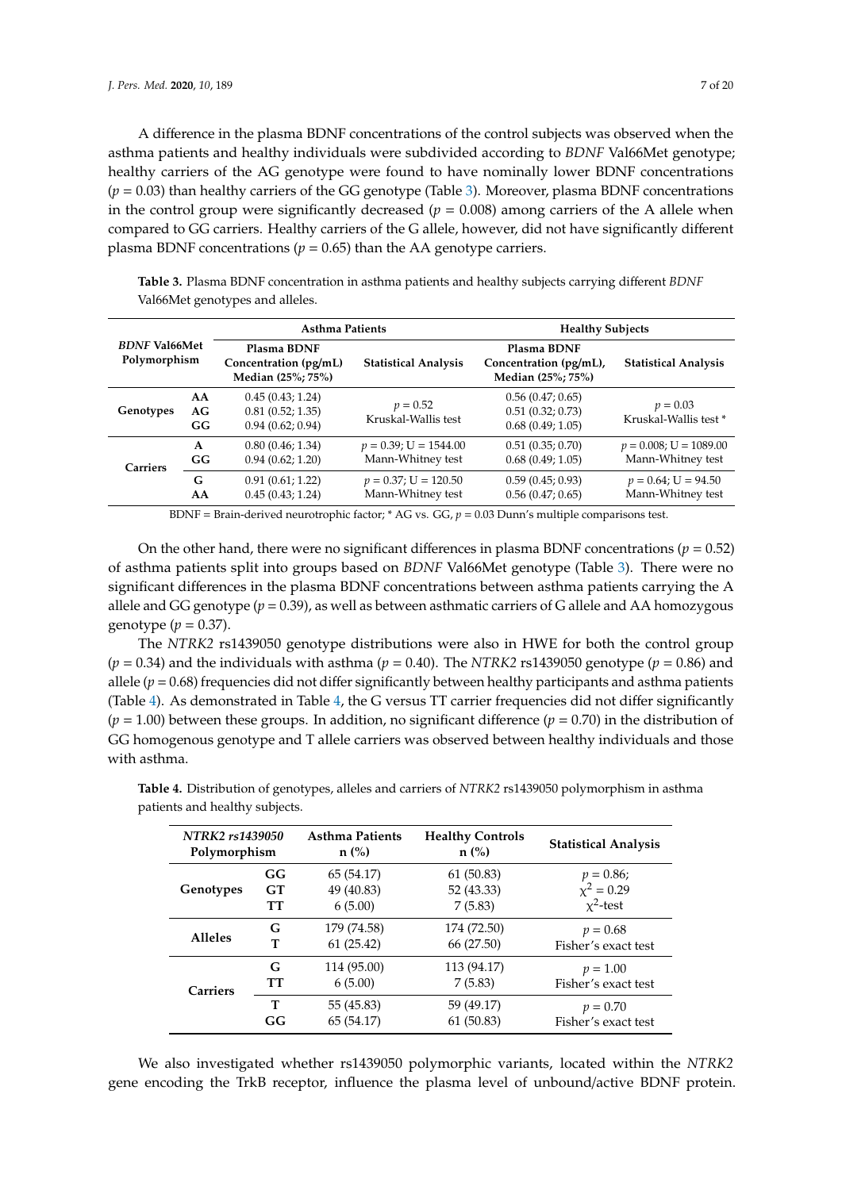A difference in the plasma BDNF concentrations of the control subjects was observed when the asthma patients and healthy individuals were subdivided according to *BDNF* Val66Met genotype; healthy carriers of the AG genotype were found to have nominally lower BDNF concentrations ($p = 0.03$) than healthy carriers of the GG genotype (Table 3). Moreover, plasma BDNF concentrations in the control group were significantly decreased ($p = 0.008$) among carriers of the A allele when compared to GG carriers. Healthy carriers of the G allele, however, did not have significantly different plasma BDNF concentrations ($p = 0.65$) than the AA genotype carriers.

**Table 3.** Plasma BDNF concentration in asthma patients and healthy subjects carrying different *BDNF* Val66Met genotypes and alleles.

| *BDNF* Val66Met Polymorphism | | Asthma Patients | | Healthy Subjects | |
|---|---|---|---|---|---|
| | | Plasma BDNF Concentration (pg/mL) Median (25%; 75%) | Statistical Analysis | Plasma BDNF Concentration (pg/mL), Median (25%; 75%) | Statistical Analysis |
| **Genotypes** | **AA** | 0.45 (0.43; 1.24) | $p = 0.52$ Kruskal-Wallis test | 0.56 (0.47; 0.65) | $p = 0.03$ Kruskal-Wallis test * |
| | **AG** | 0.81 (0.52; 1.35) | | 0.51 (0.32; 0.73) | |
| | **GG** | 0.94 (0.62; 0.94) | | 0.68 (0.49; 1.05) | |
| **Carriers** | **A** | 0.80 (0.46; 1.34) | $p = 0.39$; U = 1544.00 Mann-Whitney test | 0.51 (0.35; 0.70) | $p = 0.008$; U = 1089.00 Mann-Whitney test |
| | **GG** | 0.94 (0.62; 1.20) | | 0.68 (0.49; 1.05) | |
| | **G** | 0.91 (0.61; 1.22) | $p = 0.37$; U = 120.50 Mann-Whitney test | 0.59 (0.45; 0.93) | $p = 0.64$; U = 94.50 Mann-Whitney test |
| | **AA** | 0.45 (0.43; 1.24) | | 0.56 (0.47; 0.65) | |

BDNF = Brain-derived neurotrophic factor; * AG vs. GG, $p = 0.03$ Dunn's multiple comparisons test.

On the other hand, there were no significant differences in plasma BDNF concentrations ($p = 0.52$) of asthma patients split into groups based on *BDNF* Val66Met genotype (Table 3). There were no significant differences in the plasma BDNF concentrations between asthma patients carrying the A allele and GG genotype ($p = 0.39$), as well as between asthmatic carriers of G allele and AA homozygous genotype ($p = 0.37$).

The *NTRK2* rs1439050 genotype distributions were also in HWE for both the control group ($p = 0.34$) and the individuals with asthma ($p = 0.40$). The *NTRK2* rs1439050 genotype ($p = 0.86$) and allele ($p = 0.68$) frequencies did not differ significantly between healthy participants and asthma patients (Table 4). As demonstrated in Table 4, the G versus TT carrier frequencies did not differ significantly ($p = 1.00$) between these groups. In addition, no significant difference ($p = 0.70$) in the distribution of GG homogenous genotype and T allele carriers was observed between healthy individuals and those with asthma.

**Table 4.** Distribution of genotypes, alleles and carriers of *NTRK2* rs1439050 polymorphism in asthma patients and healthy subjects.

| *NTRK2 rs1439050* Polymorphism | | Asthma Patients n (%) | Healthy Controls n (%) | Statistical Analysis |
|---|---|---|---|---|
| **Genotypes** | **GG** | 65 (54.17) | 61 (50.83) | $p = 0.86$; $\chi^2 = 0.29$ $\chi^2$-test |
| | **GT** | 49 (40.83) | 52 (43.33) | |
| | **TT** | 6 (5.00) | 7 (5.83) | |
| **Alleles** | **G** | 179 (74.58) | 174 (72.50) | $p = 0.68$ Fisher's exact test |
| | **T** | 61 (25.42) | 66 (27.50) | |
| **Carriers** | **G** | 114 (95.00) | 113 (94.17) | $p = 1.00$ Fisher's exact test |
| | **TT** | 6 (5.00) | 7 (5.83) | |
| | **T** | 55 (45.83) | 59 (49.17) | $p = 0.70$ Fisher's exact test |
| | **GG** | 65 (54.17) | 61 (50.83) | |

We also investigated whether rs1439050 polymorphic variants, located within the *NTRK2* gene encoding the TrkB receptor, influence the plasma level of unbound/active BDNF protein.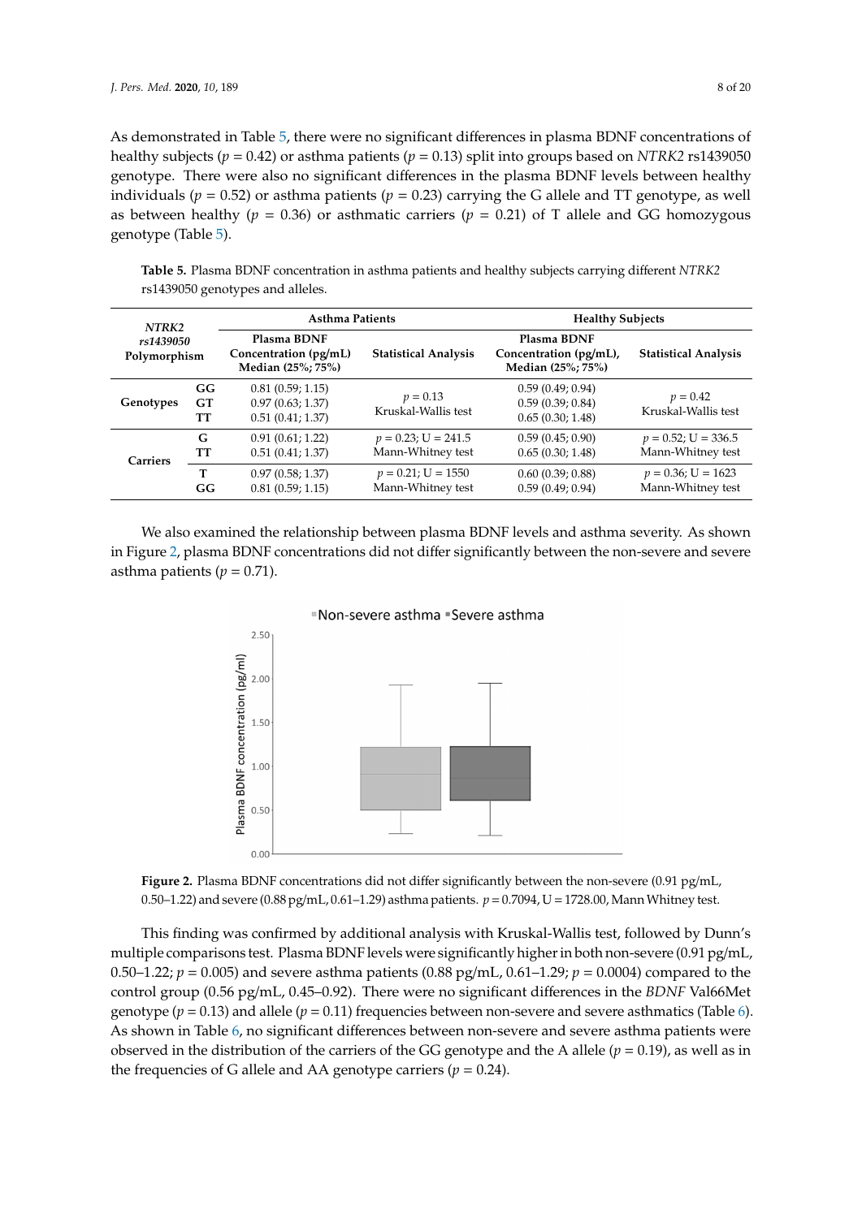As demonstrated in Table 5, there were no significant differences in plasma BDNF concentrations of healthy subjects ($p = 0.42$) or asthma patients ($p = 0.13$) split into groups based on *NTRK2* rs1439050 genotype. There were also no significant differences in the plasma BDNF levels between healthy individuals ($p = 0.52$) or asthma patients ($p = 0.23$) carrying the G allele and TT genotype, as well as between healthy ($p = 0.36$) or asthmatic carriers ($p = 0.21$) of T allele and GG homozygous genotype (Table 5).

**Table 5.** Plasma BDNF concentration in asthma patients and healthy subjects carrying different *NTRK2* rs1439050 genotypes and alleles.

| *NTRK2* *rs1439050* Polymorphism | | Asthma Patients | | Healthy Subjects | |
|---|---|---|---|---|---|
| | | Plasma BDNF Concentration (pg/mL) Median (25%; 75%) | Statistical Analysis | Plasma BDNF Concentration (pg/mL), Median (25%; 75%) | Statistical Analysis |
| Genotypes | GG | 0.81 (0.59; 1.15) | $p = 0.13$ Kruskal-Wallis test | 0.59 (0.49; 0.94) | $p = 0.42$ Kruskal-Wallis test |
| | GT | 0.97 (0.63; 1.37) | | 0.59 (0.39; 0.84) | |
| | TT | 0.51 (0.41; 1.37) | | 0.65 (0.30; 1.48) | |
| Carriers | G | 0.91 (0.61; 1.22) | $p = 0.23$; U = 241.5 Mann-Whitney test | 0.59 (0.45; 0.90) | $p = 0.52$; U = 336.5 Mann-Whitney test |
| | TT | 0.51 (0.41; 1.37) | | 0.65 (0.30; 1.48) | |
| | T | 0.97 (0.58; 1.37) | $p = 0.21$; U = 1550 Mann-Whitney test | 0.60 (0.39; 0.88) | $p = 0.36$; U = 1623 Mann-Whitney test |
| | GG | 0.81 (0.59; 1.15) | | 0.59 (0.49; 0.94) | |

We also examined the relationship between plasma BDNF levels and asthma severity. As shown in Figure 2, plasma BDNF concentrations did not differ significantly between the non-severe and severe asthma patients ($p = 0.71$).

Non-severe asthma Severe asthma

Plasma BDNF concentration (pg/ml)

2.50
2.00
1.50
1.00
0.50
0.00

**Figure 2.** Plasma BDNF concentrations did not differ significantly between the non-severe (0.91 pg/mL, 0.50–1.22) and severe (0.88 pg/mL, 0.61–1.29) asthma patients. $p = 0.7094$, U = 1728.00, Mann Whitney test.

This finding was confirmed by additional analysis with Kruskal-Wallis test, followed by Dunn's multiple comparisons test. Plasma BDNF levels were significantly higher in both non-severe (0.91 pg/mL, 0.50–1.22; $p = 0.005$) and severe asthma patients (0.88 pg/mL, 0.61–1.29; $p = 0.0004$) compared to the control group (0.56 pg/mL, 0.45–0.92). There were no significant differences in the *BDNF* Val66Met genotype ($p = 0.13$) and allele ($p = 0.11$) frequencies between non-severe and severe asthmatics (Table 6). As shown in Table 6, no significant differences between non-severe and severe asthma patients were observed in the distribution of the carriers of the GG genotype and the A allele ($p = 0.19$), as well as in the frequencies of G allele and AA genotype carriers ($p = 0.24$).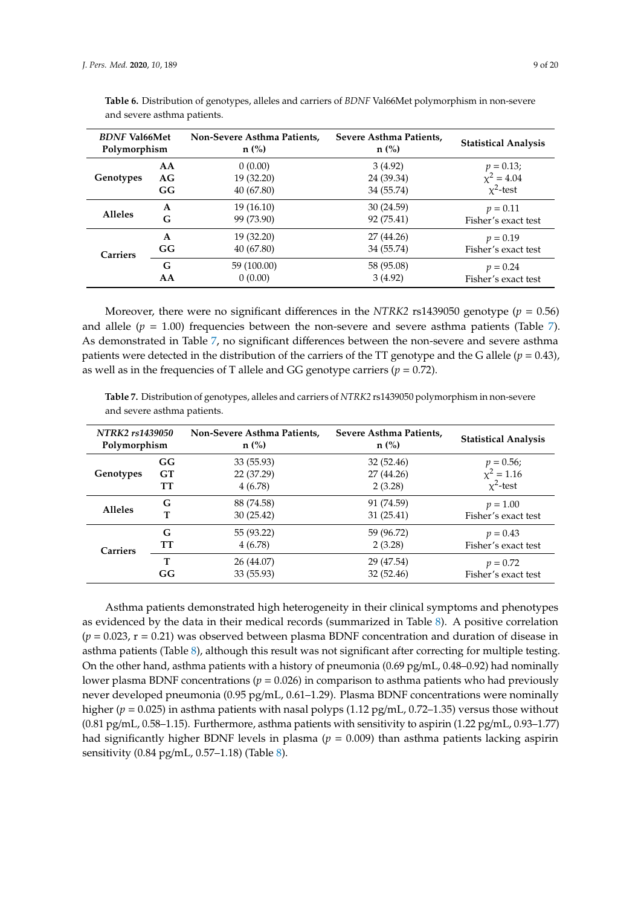**Table 6.** Distribution of genotypes, alleles and carriers of *BDNF* Val66Met polymorphism in non-severe and severe asthma patients.

| *BDNF* Val66Met Polymorphism | | Non-Severe Asthma Patients, n (%) | Severe Asthma Patients, n (%) | Statistical Analysis |
|---|---|---|---|---|
| **Genotypes** | **AA** | 0 (0.00) | 3 (4.92) | $p = 0.13$; |
| | **AG** | 19 (32.20) | 24 (39.34) | $\chi^2 = 4.04$ |
| | **GG** | 40 (67.80) | 34 (55.74) | $\chi^2$-test |
| **Alleles** | **A** | 19 (16.10) | 30 (24.59) | $p = 0.11$ |
| | **G** | 99 (73.90) | 92 (75.41) | Fisher's exact test |
| **Carriers** | **A** | 19 (32.20) | 27 (44.26) | $p = 0.19$ |
| | **GG** | 40 (67.80) | 34 (55.74) | Fisher's exact test |
| | **G** | 59 (100.00) | 58 (95.08) | $p = 0.24$ |
| | **AA** | 0 (0.00) | 3 (4.92) | Fisher's exact test |

Moreover, there were no significant differences in the *NTRK2* rs1439050 genotype ($p = 0.56$) and allele ($p = 1.00$) frequencies between the non-severe and severe asthma patients (Table 7). As demonstrated in Table 7, no significant differences between the non-severe and severe asthma patients were detected in the distribution of the carriers of the TT genotype and the G allele ($p = 0.43$), as well as in the frequencies of T allele and GG genotype carriers ($p = 0.72$).

**Table 7.** Distribution of genotypes, alleles and carriers of *NTRK2* rs1439050 polymorphism in non-severe and severe asthma patients.

| *NTRK2 rs1439050* Polymorphism | | Non-Severe Asthma Patients, n (%) | Severe Asthma Patients, n (%) | Statistical Analysis |
|---|---|---|---|---|
| **Genotypes** | **GG** | 33 (55.93) | 32 (52.46) | $p = 0.56$; |
| | **GT** | 22 (37.29) | 27 (44.26) | $\chi^2 = 1.16$ |
| | **TT** | 4 (6.78) | 2 (3.28) | $\chi^2$-test |
| **Alleles** | **G** | 88 (74.58) | 91 (74.59) | $p = 1.00$ |
| | **T** | 30 (25.42) | 31 (25.41) | Fisher's exact test |
| **Carriers** | **G** | 55 (93.22) | 59 (96.72) | $p = 0.43$ |
| | **TT** | 4 (6.78) | 2 (3.28) | Fisher's exact test |
| | **T** | 26 (44.07) | 29 (47.54) | $p = 0.72$ |
| | **GG** | 33 (55.93) | 32 (52.46) | Fisher's exact test |

Asthma patients demonstrated high heterogeneity in their clinical symptoms and phenotypes as evidenced by the data in their medical records (summarized in Table 8). A positive correlation ($p = 0.023$, $r = 0.21$) was observed between plasma BDNF concentration and duration of disease in asthma patients (Table 8), although this result was not significant after correcting for multiple testing. On the other hand, asthma patients with a history of pneumonia (0.69 pg/mL, 0.48–0.92) had nominally lower plasma BDNF concentrations ($p = 0.026$) in comparison to asthma patients who had previously never developed pneumonia (0.95 pg/mL, 0.61–1.29). Plasma BDNF concentrations were nominally higher ($p = 0.025$) in asthma patients with nasal polyps (1.12 pg/mL, 0.72–1.35) versus those without (0.81 pg/mL, 0.58–1.15). Furthermore, asthma patients with sensitivity to aspirin (1.22 pg/mL, 0.93–1.77) had significantly higher BDNF levels in plasma ($p = 0.009$) than asthma patients lacking aspirin sensitivity (0.84 pg/mL, 0.57–1.18) (Table 8).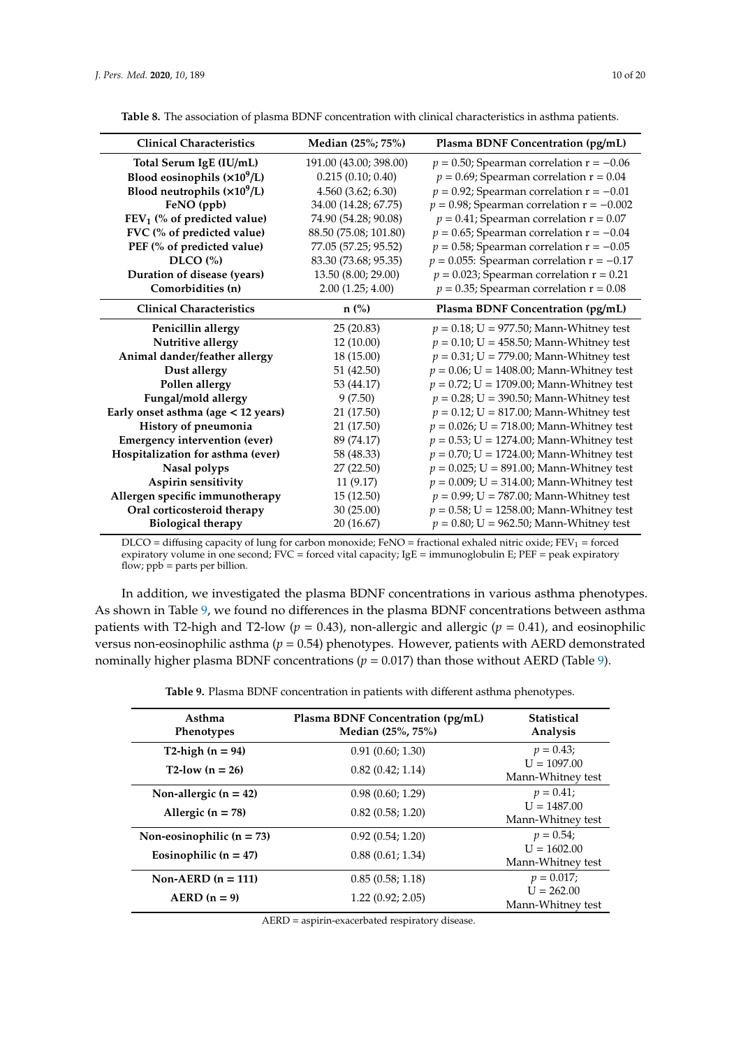**Table 8.** The association of plasma BDNF concentration with clinical characteristics in asthma patients.

| Clinical Characteristics | Median (25%; 75%) | Plasma BDNF Concentration (pg/mL) |
|---|---|---|
| Total Serum IgE (IU/mL) | 191.00 (43.00; 398.00) | $p = 0.50$; Spearman correlation r = −0.06 |
| Blood eosinophils ($\times 10^9$/L) | 0.215 (0.10; 0.40) | $p = 0.69$; Spearman correlation r = 0.04 |
| Blood neutrophils ($\times 10^9$/L) | 4.560 (3.62; 6.30) | $p = 0.92$; Spearman correlation r = −0.01 |
| FeNO (ppb) | 34.00 (14.28; 67.75) | $p = 0.98$; Spearman correlation r = −0.002 |
| $FEV_1$ (% of predicted value) | 74.90 (54.28; 90.08) | $p = 0.41$; Spearman correlation r = 0.07 |
| FVC (% of predicted value) | 88.50 (75.08; 101.80) | $p = 0.65$; Spearman correlation r = −0.04 |
| PEF (% of predicted value) | 77.05 (57.25; 95.52) | $p = 0.58$; Spearman correlation r = −0.05 |
| DLCO (%) | 83.30 (73.68; 95.35) | $p = 0.055$: Spearman correlation r = −0.17 |
| Duration of disease (years) | 13.50 (8.00; 29.00) | $p = 0.023$; Spearman correlation r = 0.21 |
| Comorbidities (n) | 2.00 (1.25; 4.00) | $p = 0.35$; Spearman correlation r = 0.08 |
| **Clinical Characteristics** | **n (%)** | **Plasma BDNF Concentration (pg/mL)** |
| Penicillin allergy | 25 (20.83) | $p = 0.18$; U = 977.50; Mann-Whitney test |
| Nutritive allergy | 12 (10.00) | $p = 0.10$; U = 458.50; Mann-Whitney test |
| Animal dander/feather allergy | 18 (15.00) | $p = 0.31$; U = 779.00; Mann-Whitney test |
| Dust allergy | 51 (42.50) | $p = 0.06$; U = 1408.00; Mann-Whitney test |
| Pollen allergy | 53 (44.17) | $p = 0.72$; U = 1709.00; Mann-Whitney test |
| Fungal/mold allergy | 9 (7.50) | $p = 0.28$; U = 390.50; Mann-Whitney test |
| Early onset asthma (age < 12 years) | 21 (17.50) | $p = 0.12$; U = 817.00; Mann-Whitney test |
| History of pneumonia | 21 (17.50) | $p = 0.026$; U = 718.00; Mann-Whitney test |
| Emergency intervention (ever) | 89 (74.17) | $p = 0.53$; U = 1274.00; Mann-Whitney test |
| Hospitalization for asthma (ever) | 58 (48.33) | $p = 0.70$; U = 1724.00; Mann-Whitney test |
| Nasal polyps | 27 (22.50) | $p = 0.025$; U = 891.00; Mann-Whitney test |
| Aspirin sensitivity | 11 (9.17) | $p = 0.009$; U = 314.00; Mann-Whitney test |
| Allergen specific immunotherapy | 15 (12.50) | $p = 0.99$; U = 787.00; Mann-Whitney test |
| Oral corticosteroid therapy | 30 (25.00) | $p = 0.58$; U = 1258.00; Mann-Whitney test |
| Biological therapy | 20 (16.67) | $p = 0.80$; U = 962.50; Mann-Whitney test |

DLCO = diffusing capacity of lung for carbon monoxide; FeNO = fractional exhaled nitric oxide; $FEV_1$ = forced expiratory volume in one second; FVC = forced vital capacity; IgE = immunoglobulin E; PEF = peak expiratory flow; ppb = parts per billion.

In addition, we investigated the plasma BDNF concentrations in various asthma phenotypes. As shown in Table 9, we found no differences in the plasma BDNF concentrations between asthma patients with T2-high and T2-low ($p = 0.43$), non-allergic and allergic ($p = 0.41$), and eosinophilic versus non-eosinophilic asthma ($p = 0.54$) phenotypes. However, patients with AERD demonstrated nominally higher plasma BDNF concentrations ($p = 0.017$) than those without AERD (Table 9).

**Table 9.** Plasma BDNF concentration in patients with different asthma phenotypes.

| Asthma Phenotypes | Plasma BDNF Concentration (pg/mL) Median (25%, 75%) | Statistical Analysis |
|---|---|---|
| T2-high (n = 94) | 0.91 (0.60; 1.30) | $p = 0.43$; U = 1097.00 Mann-Whitney test |
| T2-low (n = 26) | 0.82 (0.42; 1.14) | |
| Non-allergic (n = 42) | 0.98 (0.60; 1.29) | $p = 0.41$; U = 1487.00 Mann-Whitney test |
| Allergic (n = 78) | 0.82 (0.58; 1.20) | |
| Non-eosinophilic (n = 73) | 0.92 (0.54; 1.20) | $p = 0.54$; U = 1602.00 Mann-Whitney test |
| Eosinophilic (n = 47) | 0.88 (0.61; 1.34) | |
| Non-AERD (n = 111) | 0.85 (0.58; 1.18) | $p = 0.017$; U = 262.00 Mann-Whitney test |
| AERD (n = 9) | 1.22 (0.92; 2.05) | |

AERD = aspirin-exacerbated respiratory disease.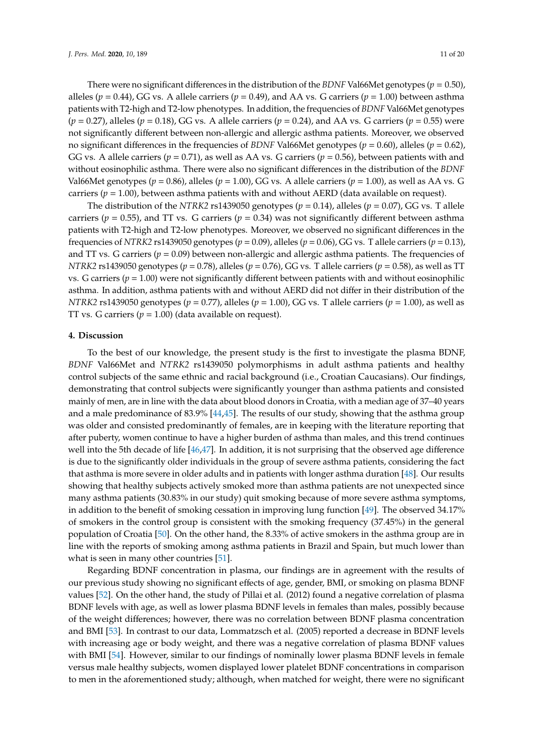There were no significant differences in the distribution of the *BDNF* Val66Met genotypes ($p$ = 0.50), alleles ($p$ = 0.44), GG vs. A allele carriers ($p$ = 0.49), and AA vs. G carriers ($p$ = 1.00) between asthma patients with T2-high and T2-low phenotypes. In addition, the frequencies of *BDNF* Val66Met genotypes ($p$ = 0.27), alleles ($p$ = 0.18), GG vs. A allele carriers ($p$ = 0.24), and AA vs. G carriers ($p$ = 0.55) were not significantly different between non-allergic and allergic asthma patients. Moreover, we observed no significant differences in the frequencies of *BDNF* Val66Met genotypes ($p$ = 0.60), alleles ($p$ = 0.62), GG vs. A allele carriers ($p$ = 0.71), as well as AA vs. G carriers ($p$ = 0.56), between patients with and without eosinophilic asthma. There were also no significant differences in the distribution of the *BDNF* Val66Met genotypes ($p$ = 0.86), alleles ($p$ = 1.00), GG vs. A allele carriers ($p$ = 1.00), as well as AA vs. G carriers ($p$ = 1.00), between asthma patients with and without AERD (data available on request).

The distribution of the *NTRK2* rs1439050 genotypes ($p$ = 0.14), alleles ($p$ = 0.07), GG vs. T allele carriers ($p$ = 0.55), and TT vs. G carriers ($p$ = 0.34) was not significantly different between asthma patients with T2-high and T2-low phenotypes. Moreover, we observed no significant differences in the frequencies of *NTRK2* rs1439050 genotypes ($p$ = 0.09), alleles ($p$ = 0.06), GG vs. T allele carriers ($p$ = 0.13), and TT vs. G carriers ($p$ = 0.09) between non-allergic and allergic asthma patients. The frequencies of *NTRK2* rs1439050 genotypes ($p$ = 0.78), alleles ($p$ = 0.76), GG vs. T allele carriers ($p$ = 0.58), as well as TT vs. G carriers ($p$ = 1.00) were not significantly different between patients with and without eosinophilic asthma. In addition, asthma patients with and without AERD did not differ in their distribution of the *NTRK2* rs1439050 genotypes ($p$ = 0.77), alleles ($p$ = 1.00), GG vs. T allele carriers ($p$ = 1.00), as well as TT vs. G carriers ($p$ = 1.00) (data available on request).

## 4. Discussion

To the best of our knowledge, the present study is the first to investigate the plasma BDNF, *BDNF* Val66Met and *NTRK2* rs1439050 polymorphisms in adult asthma patients and healthy control subjects of the same ethnic and racial background (i.e., Croatian Caucasians). Our findings, demonstrating that control subjects were significantly younger than asthma patients and consisted mainly of men, are in line with the data about blood donors in Croatia, with a median age of 37–40 years and a male predominance of 83.9% [44,45]. The results of our study, showing that the asthma group was older and consisted predominantly of females, are in keeping with the literature reporting that after puberty, women continue to have a higher burden of asthma than males, and this trend continues well into the 5th decade of life [46,47]. In addition, it is not surprising that the observed age difference is due to the significantly older individuals in the group of severe asthma patients, considering the fact that asthma is more severe in older adults and in patients with longer asthma duration [48]. Our results showing that healthy subjects actively smoked more than asthma patients are not unexpected since many asthma patients (30.83% in our study) quit smoking because of more severe asthma symptoms, in addition to the benefit of smoking cessation in improving lung function [49]. The observed 34.17% of smokers in the control group is consistent with the smoking frequency (37.45%) in the general population of Croatia [50]. On the other hand, the 8.33% of active smokers in the asthma group are in line with the reports of smoking among asthma patients in Brazil and Spain, but much lower than what is seen in many other countries [51].

Regarding BDNF concentration in plasma, our findings are in agreement with the results of our previous study showing no significant effects of age, gender, BMI, or smoking on plasma BDNF values [52]. On the other hand, the study of Pillai et al. (2012) found a negative correlation of plasma BDNF levels with age, as well as lower plasma BDNF levels in females than males, possibly because of the weight differences; however, there was no correlation between BDNF plasma concentration and BMI [53]. In contrast to our data, Lommatzsch et al. (2005) reported a decrease in BDNF levels with increasing age or body weight, and there was a negative correlation of plasma BDNF values with BMI [54]. However, similar to our findings of nominally lower plasma BDNF levels in female versus male healthy subjects, women displayed lower platelet BDNF concentrations in comparison to men in the aforementioned study; although, when matched for weight, there were no significant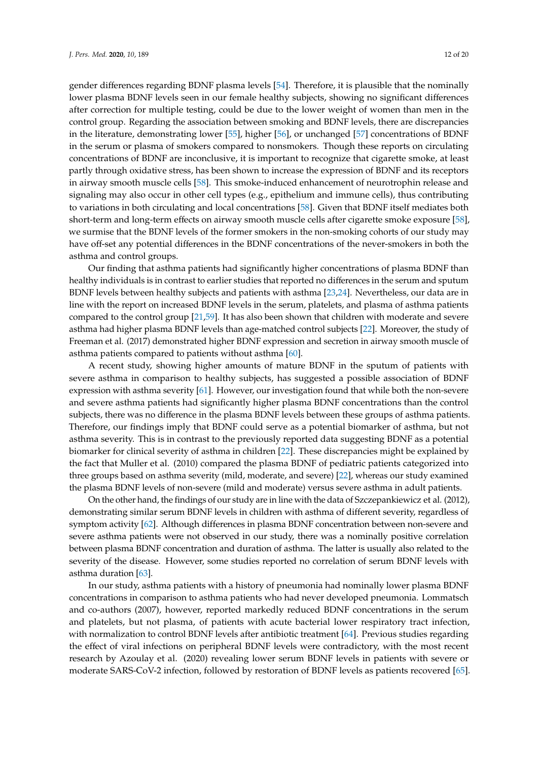gender differences regarding BDNF plasma levels [54]. Therefore, it is plausible that the nominally lower plasma BDNF levels seen in our female healthy subjects, showing no significant differences after correction for multiple testing, could be due to the lower weight of women than men in the control group. Regarding the association between smoking and BDNF levels, there are discrepancies in the literature, demonstrating lower [55], higher [56], or unchanged [57] concentrations of BDNF in the serum or plasma of smokers compared to nonsmokers. Though these reports on circulating concentrations of BDNF are inconclusive, it is important to recognize that cigarette smoke, at least partly through oxidative stress, has been shown to increase the expression of BDNF and its receptors in airway smooth muscle cells [58]. This smoke-induced enhancement of neurotrophin release and signaling may also occur in other cell types (e.g., epithelium and immune cells), thus contributing to variations in both circulating and local concentrations [58]. Given that BDNF itself mediates both short-term and long-term effects on airway smooth muscle cells after cigarette smoke exposure [58], we surmise that the BDNF levels of the former smokers in the non-smoking cohorts of our study may have off-set any potential differences in the BDNF concentrations of the never-smokers in both the asthma and control groups.

Our finding that asthma patients had significantly higher concentrations of plasma BDNF than healthy individuals is in contrast to earlier studies that reported no differences in the serum and sputum BDNF levels between healthy subjects and patients with asthma [23,24]. Nevertheless, our data are in line with the report on increased BDNF levels in the serum, platelets, and plasma of asthma patients compared to the control group [21,59]. It has also been shown that children with moderate and severe asthma had higher plasma BDNF levels than age-matched control subjects [22]. Moreover, the study of Freeman et al. (2017) demonstrated higher BDNF expression and secretion in airway smooth muscle of asthma patients compared to patients without asthma [60].

A recent study, showing higher amounts of mature BDNF in the sputum of patients with severe asthma in comparison to healthy subjects, has suggested a possible association of BDNF expression with asthma severity [61]. However, our investigation found that while both the non-severe and severe asthma patients had significantly higher plasma BDNF concentrations than the control subjects, there was no difference in the plasma BDNF levels between these groups of asthma patients. Therefore, our findings imply that BDNF could serve as a potential biomarker of asthma, but not asthma severity. This is in contrast to the previously reported data suggesting BDNF as a potential biomarker for clinical severity of asthma in children [22]. These discrepancies might be explained by the fact that Muller et al. (2010) compared the plasma BDNF of pediatric patients categorized into three groups based on asthma severity (mild, moderate, and severe) [22], whereas our study examined the plasma BDNF levels of non-severe (mild and moderate) versus severe asthma in adult patients.

On the other hand, the findings of our study are in line with the data of Szczepankiewicz et al. (2012), demonstrating similar serum BDNF levels in children with asthma of different severity, regardless of symptom activity [62]. Although differences in plasma BDNF concentration between non-severe and severe asthma patients were not observed in our study, there was a nominally positive correlation between plasma BDNF concentration and duration of asthma. The latter is usually also related to the severity of the disease. However, some studies reported no correlation of serum BDNF levels with asthma duration [63].

In our study, asthma patients with a history of pneumonia had nominally lower plasma BDNF concentrations in comparison to asthma patients who had never developed pneumonia. Lommatsch and co-authors (2007), however, reported markedly reduced BDNF concentrations in the serum and platelets, but not plasma, of patients with acute bacterial lower respiratory tract infection, with normalization to control BDNF levels after antibiotic treatment [64]. Previous studies regarding the effect of viral infections on peripheral BDNF levels were contradictory, with the most recent research by Azoulay et al. (2020) revealing lower serum BDNF levels in patients with severe or moderate SARS-CoV-2 infection, followed by restoration of BDNF levels as patients recovered [65].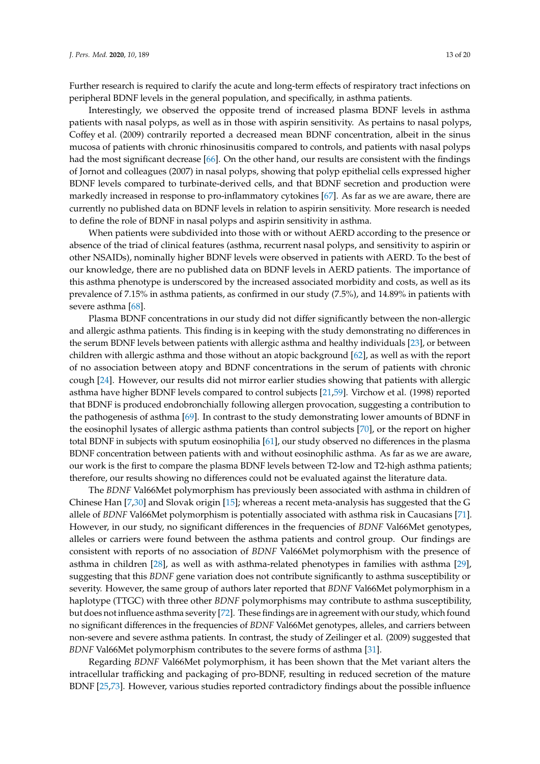Further research is required to clarify the acute and long-term effects of respiratory tract infections on peripheral BDNF levels in the general population, and specifically, in asthma patients.

Interestingly, we observed the opposite trend of increased plasma BDNF levels in asthma patients with nasal polyps, as well as in those with aspirin sensitivity. As pertains to nasal polyps, Coffey et al. (2009) contrarily reported a decreased mean BDNF concentration, albeit in the sinus mucosa of patients with chronic rhinosinusitis compared to controls, and patients with nasal polyps had the most significant decrease [66]. On the other hand, our results are consistent with the findings of Jornot and colleagues (2007) in nasal polyps, showing that polyp epithelial cells expressed higher BDNF levels compared to turbinate-derived cells, and that BDNF secretion and production were markedly increased in response to pro-inflammatory cytokines [67]. As far as we are aware, there are currently no published data on BDNF levels in relation to aspirin sensitivity. More research is needed to define the role of BDNF in nasal polyps and aspirin sensitivity in asthma.

When patients were subdivided into those with or without AERD according to the presence or absence of the triad of clinical features (asthma, recurrent nasal polyps, and sensitivity to aspirin or other NSAIDs), nominally higher BDNF levels were observed in patients with AERD. To the best of our knowledge, there are no published data on BDNF levels in AERD patients. The importance of this asthma phenotype is underscored by the increased associated morbidity and costs, as well as its prevalence of 7.15% in asthma patients, as confirmed in our study (7.5%), and 14.89% in patients with severe asthma [68].

Plasma BDNF concentrations in our study did not differ significantly between the non-allergic and allergic asthma patients. This finding is in keeping with the study demonstrating no differences in the serum BDNF levels between patients with allergic asthma and healthy individuals [23], or between children with allergic asthma and those without an atopic background [62], as well as with the report of no association between atopy and BDNF concentrations in the serum of patients with chronic cough [24]. However, our results did not mirror earlier studies showing that patients with allergic asthma have higher BDNF levels compared to control subjects [21,59]. Virchow et al. (1998) reported that BDNF is produced endobronchially following allergen provocation, suggesting a contribution to the pathogenesis of asthma [69]. In contrast to the study demonstrating lower amounts of BDNF in the eosinophil lysates of allergic asthma patients than control subjects [70], or the report on higher total BDNF in subjects with sputum eosinophilia [61], our study observed no differences in the plasma BDNF concentration between patients with and without eosinophilic asthma. As far as we are aware, our work is the first to compare the plasma BDNF levels between T2-low and T2-high asthma patients; therefore, our results showing no differences could not be evaluated against the literature data.

The *BDNF* Val66Met polymorphism has previously been associated with asthma in children of Chinese Han [7,30] and Slovak origin [15]; whereas a recent meta-analysis has suggested that the G allele of *BDNF* Val66Met polymorphism is potentially associated with asthma risk in Caucasians [71]. However, in our study, no significant differences in the frequencies of *BDNF* Val66Met genotypes, alleles or carriers were found between the asthma patients and control group. Our findings are consistent with reports of no association of *BDNF* Val66Met polymorphism with the presence of asthma in children [28], as well as with asthma-related phenotypes in families with asthma [29], suggesting that this *BDNF* gene variation does not contribute significantly to asthma susceptibility or severity. However, the same group of authors later reported that *BDNF* Val66Met polymorphism in a haplotype (TTGC) with three other *BDNF* polymorphisms may contribute to asthma susceptibility, but does not influence asthma severity [72]. These findings are in agreement with our study, which found no significant differences in the frequencies of *BDNF* Val66Met genotypes, alleles, and carriers between non-severe and severe asthma patients. In contrast, the study of Zeilinger et al. (2009) suggested that *BDNF* Val66Met polymorphism contributes to the severe forms of asthma [31].

Regarding *BDNF* Val66Met polymorphism, it has been shown that the Met variant alters the intracellular trafficking and packaging of pro-BDNF, resulting in reduced secretion of the mature BDNF [25,73]. However, various studies reported contradictory findings about the possible influence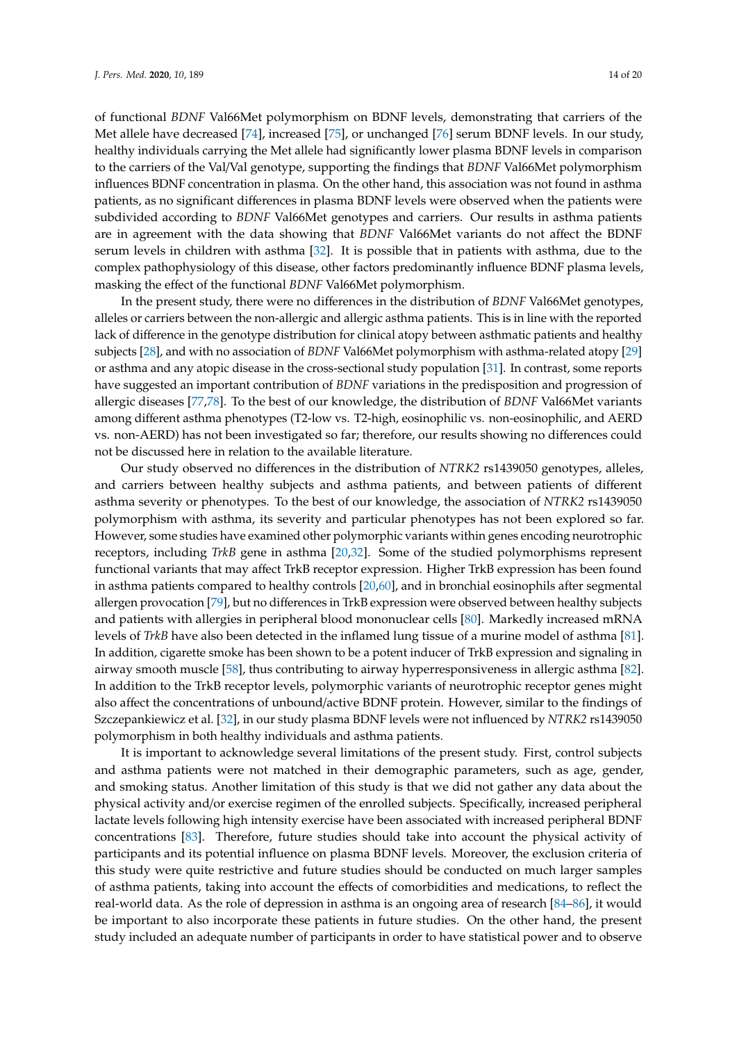of functional *BDNF* Val66Met polymorphism on BDNF levels, demonstrating that carriers of the Met allele have decreased [74], increased [75], or unchanged [76] serum BDNF levels. In our study, healthy individuals carrying the Met allele had significantly lower plasma BDNF levels in comparison to the carriers of the Val/Val genotype, supporting the findings that *BDNF* Val66Met polymorphism influences BDNF concentration in plasma. On the other hand, this association was not found in asthma patients, as no significant differences in plasma BDNF levels were observed when the patients were subdivided according to *BDNF* Val66Met genotypes and carriers. Our results in asthma patients are in agreement with the data showing that *BDNF* Val66Met variants do not affect the BDNF serum levels in children with asthma [32]. It is possible that in patients with asthma, due to the complex pathophysiology of this disease, other factors predominantly influence BDNF plasma levels, masking the effect of the functional *BDNF* Val66Met polymorphism.

In the present study, there were no differences in the distribution of *BDNF* Val66Met genotypes, alleles or carriers between the non-allergic and allergic asthma patients. This is in line with the reported lack of difference in the genotype distribution for clinical atopy between asthmatic patients and healthy subjects [28], and with no association of *BDNF* Val66Met polymorphism with asthma-related atopy [29] or asthma and any atopic disease in the cross-sectional study population [31]. In contrast, some reports have suggested an important contribution of *BDNF* variations in the predisposition and progression of allergic diseases [77,78]. To the best of our knowledge, the distribution of *BDNF* Val66Met variants among different asthma phenotypes (T2-low vs. T2-high, eosinophilic vs. non-eosinophilic, and AERD vs. non-AERD) has not been investigated so far; therefore, our results showing no differences could not be discussed here in relation to the available literature.

Our study observed no differences in the distribution of *NTRK2* rs1439050 genotypes, alleles, and carriers between healthy subjects and asthma patients, and between patients of different asthma severity or phenotypes. To the best of our knowledge, the association of *NTRK2* rs1439050 polymorphism with asthma, its severity and particular phenotypes has not been explored so far. However, some studies have examined other polymorphic variants within genes encoding neurotrophic receptors, including *TrkB* gene in asthma [20,32]. Some of the studied polymorphisms represent functional variants that may affect TrkB receptor expression. Higher TrkB expression has been found in asthma patients compared to healthy controls [20,60], and in bronchial eosinophils after segmental allergen provocation [79], but no differences in TrkB expression were observed between healthy subjects and patients with allergies in peripheral blood mononuclear cells [80]. Markedly increased mRNA levels of *TrkB* have also been detected in the inflamed lung tissue of a murine model of asthma [81]. In addition, cigarette smoke has been shown to be a potent inducer of TrkB expression and signaling in airway smooth muscle [58], thus contributing to airway hyperresponsiveness in allergic asthma [82]. In addition to the TrkB receptor levels, polymorphic variants of neurotrophic receptor genes might also affect the concentrations of unbound/active BDNF protein. However, similar to the findings of Szczepankiewicz et al. [32], in our study plasma BDNF levels were not influenced by *NTRK2* rs1439050 polymorphism in both healthy individuals and asthma patients.

It is important to acknowledge several limitations of the present study. First, control subjects and asthma patients were not matched in their demographic parameters, such as age, gender, and smoking status. Another limitation of this study is that we did not gather any data about the physical activity and/or exercise regimen of the enrolled subjects. Specifically, increased peripheral lactate levels following high intensity exercise have been associated with increased peripheral BDNF concentrations [83]. Therefore, future studies should take into account the physical activity of participants and its potential influence on plasma BDNF levels. Moreover, the exclusion criteria of this study were quite restrictive and future studies should be conducted on much larger samples of asthma patients, taking into account the effects of comorbidities and medications, to reflect the real-world data. As the role of depression in asthma is an ongoing area of research [84–86], it would be important to also incorporate these patients in future studies. On the other hand, the present study included an adequate number of participants in order to have statistical power and to observe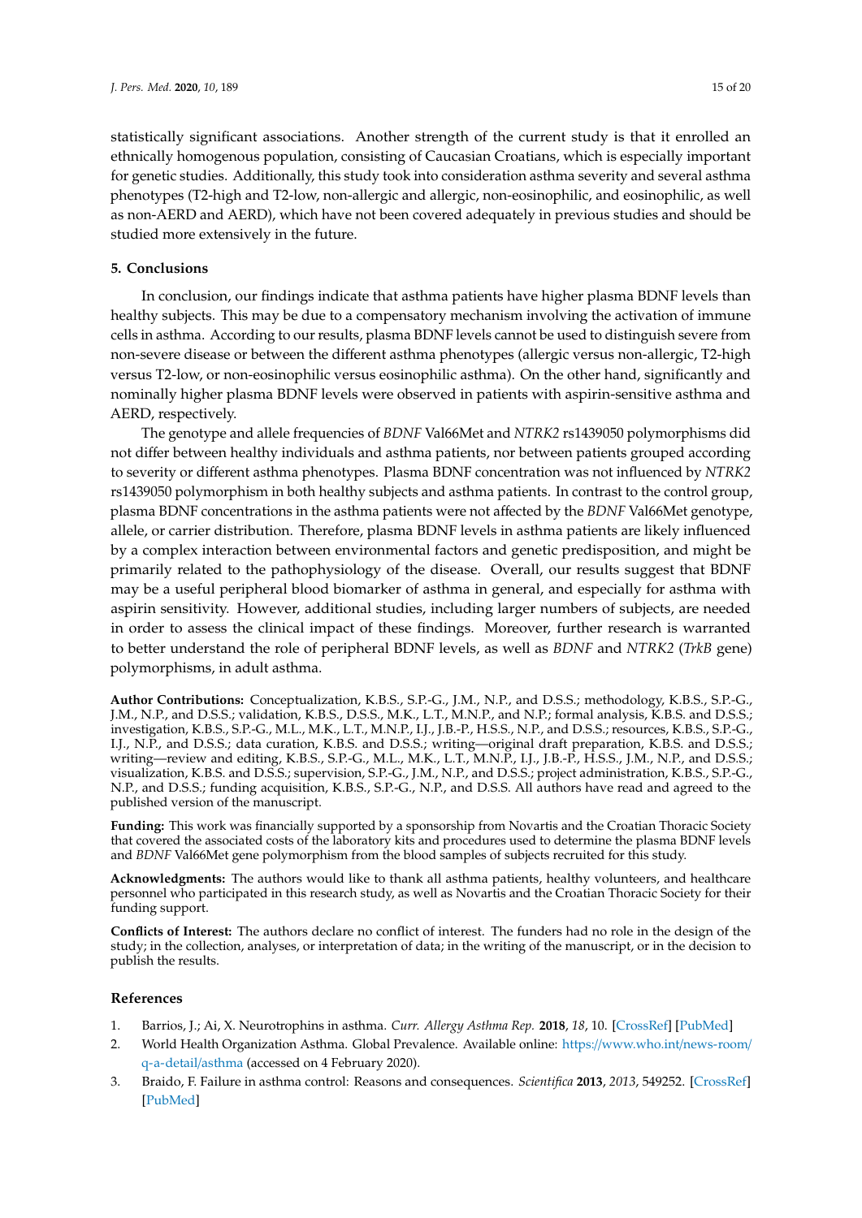statistically significant associations. Another strength of the current study is that it enrolled an ethnically homogenous population, consisting of Caucasian Croatians, which is especially important for genetic studies. Additionally, this study took into consideration asthma severity and several asthma phenotypes (T2-high and T2-low, non-allergic and allergic, non-eosinophilic, and eosinophilic, as well as non-AERD and AERD), which have not been covered adequately in previous studies and should be studied more extensively in the future.

## 5. Conclusions

In conclusion, our findings indicate that asthma patients have higher plasma BDNF levels than healthy subjects. This may be due to a compensatory mechanism involving the activation of immune cells in asthma. According to our results, plasma BDNF levels cannot be used to distinguish severe from non-severe disease or between the different asthma phenotypes (allergic versus non-allergic, T2-high versus T2-low, or non-eosinophilic versus eosinophilic asthma). On the other hand, significantly and nominally higher plasma BDNF levels were observed in patients with aspirin-sensitive asthma and AERD, respectively.

The genotype and allele frequencies of *BDNF* Val66Met and *NTRK2* rs1439050 polymorphisms did not differ between healthy individuals and asthma patients, nor between patients grouped according to severity or different asthma phenotypes. Plasma BDNF concentration was not influenced by *NTRK2* rs1439050 polymorphism in both healthy subjects and asthma patients. In contrast to the control group, plasma BDNF concentrations in the asthma patients were not affected by the *BDNF* Val66Met genotype, allele, or carrier distribution. Therefore, plasma BDNF levels in asthma patients are likely influenced by a complex interaction between environmental factors and genetic predisposition, and might be primarily related to the pathophysiology of the disease. Overall, our results suggest that BDNF may be a useful peripheral blood biomarker of asthma in general, and especially for asthma with aspirin sensitivity. However, additional studies, including larger numbers of subjects, are needed in order to assess the clinical impact of these findings. Moreover, further research is warranted to better understand the role of peripheral BDNF levels, as well as *BDNF* and *NTRK2* (*TrkB* gene) polymorphisms, in adult asthma.

**Author Contributions:** Conceptualization, K.B.S., S.P.-G., J.M., N.P., and D.S.S.; methodology, K.B.S., S.P.-G., J.M., N.P., and D.S.S.; validation, K.B.S., D.S.S., M.K., L.T., M.N.P., and N.P.; formal analysis, K.B.S. and D.S.S.; investigation, K.B.S., S.P.-G., M.L., M.K., L.T., M.N.P., I.J., J.B.-P., H.S.S., N.P., and D.S.S.; resources, K.B.S., S.P.-G., I.J., N.P., and D.S.S.; data curation, K.B.S. and D.S.S.; writing—original draft preparation, K.B.S. and D.S.S.; writing—review and editing, K.B.S., S.P.-G., M.L., M.K., L.T., M.N.P., I.J., J.B.-P., H.S.S., J.M., N.P., and D.S.S.; visualization, K.B.S. and D.S.S.; supervision, S.P.-G., J.M., N.P., and D.S.S.; project administration, K.B.S., S.P.-G., N.P., and D.S.S.; funding acquisition, K.B.S., S.P.-G., N.P., and D.S.S. All authors have read and agreed to the published version of the manuscript.

**Funding:** This work was financially supported by a sponsorship from Novartis and the Croatian Thoracic Society that covered the associated costs of the laboratory kits and procedures used to determine the plasma BDNF levels and *BDNF* Val66Met gene polymorphism from the blood samples of subjects recruited for this study.

**Acknowledgments:** The authors would like to thank all asthma patients, healthy volunteers, and healthcare personnel who participated in this research study, as well as Novartis and the Croatian Thoracic Society for their funding support.

**Conflicts of Interest:** The authors declare no conflict of interest. The funders had no role in the design of the study; in the collection, analyses, or interpretation of data; in the writing of the manuscript, or in the decision to publish the results.

## References

1. Barrios, J.; Ai, X. Neurotrophins in asthma. *Curr. Allergy Asthma Rep.* **2018**, *18*, 10. [CrossRef] [PubMed]
2. World Health Organization Asthma. Global Prevalence. Available online: https://www.who.int/news-room/q-a-detail/asthma (accessed on 4 February 2020).
3. Braido, F. Failure in asthma control: Reasons and consequences. *Scientifica* **2013**, *2013*, 549252. [CrossRef] [PubMed]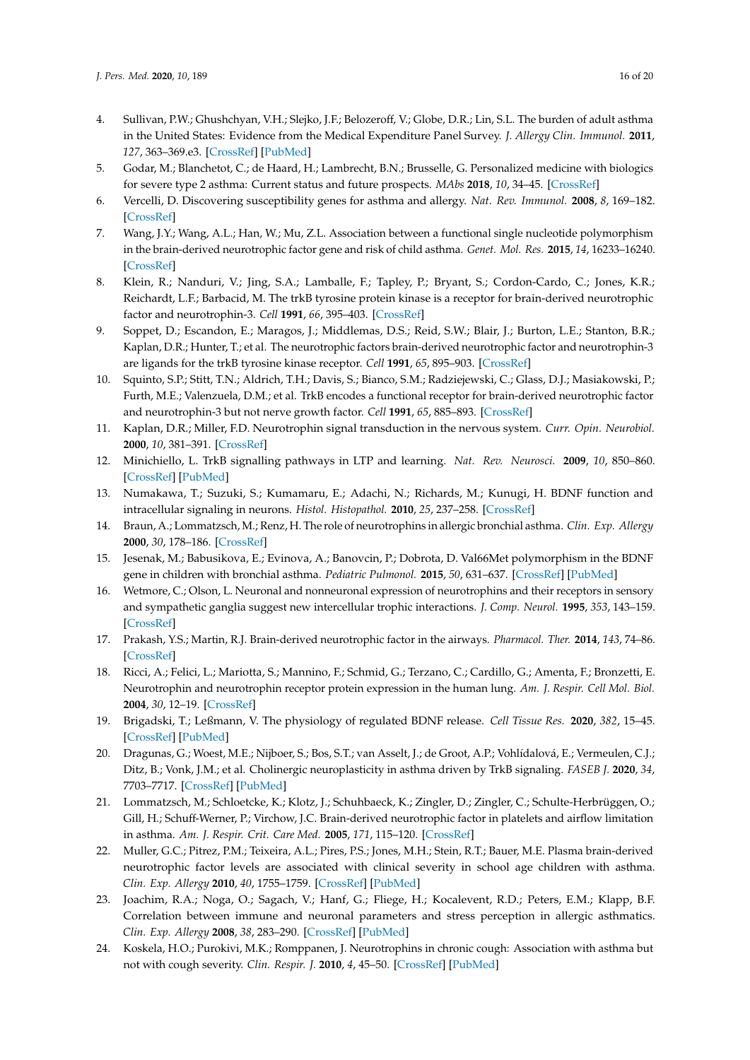4. Sullivan, P.W.; Ghushchyan, V.H.; Slejko, J.F.; Belozeroff, V.; Globe, D.R.; Lin, S.L. The burden of adult asthma in the United States: Evidence from the Medical Expenditure Panel Survey. *J. Allergy Clin. Immunol.* **2011**, *127*, 363–369.e3. [CrossRef] [PubMed]
5. Godar, M.; Blanchetot, C.; de Haard, H.; Lambrecht, B.N.; Brusselle, G. Personalized medicine with biologics for severe type 2 asthma: Current status and future prospects. *MAbs* **2018**, *10*, 34–45. [CrossRef]
6. Vercelli, D. Discovering susceptibility genes for asthma and allergy. *Nat. Rev. Immunol.* **2008**, *8*, 169–182. [CrossRef]
7. Wang, J.Y.; Wang, A.L.; Han, W.; Mu, Z.L. Association between a functional single nucleotide polymorphism in the brain-derived neurotrophic factor gene and risk of child asthma. *Genet. Mol. Res.* **2015**, *14*, 16233–16240. [CrossRef]
8. Klein, R.; Nanduri, V.; Jing, S.A.; Lamballe, F.; Tapley, P.; Bryant, S.; Cordon-Cardo, C.; Jones, K.R.; Reichardt, L.F.; Barbacid, M. The trkB tyrosine protein kinase is a receptor for brain-derived neurotrophic factor and neurotrophin-3. *Cell* **1991**, *66*, 395–403. [CrossRef]
9. Soppet, D.; Escandon, E.; Maragos, J.; Middlemas, D.S.; Reid, S.W.; Blair, J.; Burton, L.E.; Stanton, B.R.; Kaplan, D.R.; Hunter, T.; et al. The neurotrophic factors brain-derived neurotrophic factor and neurotrophin-3 are ligands for the trkB tyrosine kinase receptor. *Cell* **1991**, *65*, 895–903. [CrossRef]
10. Squinto, S.P.; Stitt, T.N.; Aldrich, T.H.; Davis, S.; Bianco, S.M.; Radziejewski, C.; Glass, D.J.; Masiakowski, P.; Furth, M.E.; Valenzuela, D.M.; et al. TrkB encodes a functional receptor for brain-derived neurotrophic factor and neurotrophin-3 but not nerve growth factor. *Cell* **1991**, *65*, 885–893. [CrossRef]
11. Kaplan, D.R.; Miller, F.D. Neurotrophin signal transduction in the nervous system. *Curr. Opin. Neurobiol.* **2000**, *10*, 381–391. [CrossRef]
12. Minichiello, L. TrkB signalling pathways in LTP and learning. *Nat. Rev. Neurosci.* **2009**, *10*, 850–860. [CrossRef] [PubMed]
13. Numakawa, T.; Suzuki, S.; Kumamaru, E.; Adachi, N.; Richards, M.; Kunugi, H. BDNF function and intracellular signaling in neurons. *Histol. Histopathol.* **2010**, *25*, 237–258. [CrossRef]
14. Braun, A.; Lommatzsch, M.; Renz, H. The role of neurotrophins in allergic bronchial asthma. *Clin. Exp. Allergy* **2000**, *30*, 178–186. [CrossRef]
15. Jesenak, M.; Babusikova, E.; Evinova, A.; Banovcin, P.; Dobrota, D. Val66Met polymorphism in the BDNF gene in children with bronchial asthma. *Pediatric Pulmonol.* **2015**, *50*, 631–637. [CrossRef] [PubMed]
16. Wetmore, C.; Olson, L. Neuronal and nonneuronal expression of neurotrophins and their receptors in sensory and sympathetic ganglia suggest new intercellular trophic interactions. *J. Comp. Neurol.* **1995**, *353*, 143–159. [CrossRef]
17. Prakash, Y.S.; Martin, R.J. Brain-derived neurotrophic factor in the airways. *Pharmacol. Ther.* **2014**, *143*, 74–86. [CrossRef]
18. Ricci, A.; Felici, L.; Mariotta, S.; Mannino, F.; Schmid, G.; Terzano, C.; Cardillo, G.; Amenta, F.; Bronzetti, E. Neurotrophin and neurotrophin receptor protein expression in the human lung. *Am. J. Respir. Cell Mol. Biol.* **2004**, *30*, 12–19. [CrossRef]
19. Brigadski, T.; Leßmann, V. The physiology of regulated BDNF release. *Cell Tissue Res.* **2020**, *382*, 15–45. [CrossRef] [PubMed]
20. Dragunas, G.; Woest, M.E.; Nijboer, S.; Bos, S.T.; van Asselt, J.; de Groot, A.P.; Vohlídalová, E.; Vermeulen, C.J.; Ditz, B.; Vonk, J.M.; et al. Cholinergic neuroplasticity in asthma driven by TrkB signaling. *FASEB J.* **2020**, *34*, 7703–7717. [CrossRef] [PubMed]
21. Lommatzsch, M.; Schloetcke, K.; Klotz, J.; Schuhbaeck, K.; Zingler, D.; Zingler, C.; Schulte-Herbrüggen, O.; Gill, H.; Schuff-Werner, P.; Virchow, J.C. Brain-derived neurotrophic factor in platelets and airflow limitation in asthma. *Am. J. Respir. Crit. Care Med.* **2005**, *171*, 115–120. [CrossRef]
22. Muller, G.C.; Pitrez, P.M.; Teixeira, A.L.; Pires, P.S.; Jones, M.H.; Stein, R.T.; Bauer, M.E. Plasma brain-derived neurotrophic factor levels are associated with clinical severity in school age children with asthma. *Clin. Exp. Allergy* **2010**, *40*, 1755–1759. [CrossRef] [PubMed]
23. Joachim, R.A.; Noga, O.; Sagach, V.; Hanf, G.; Fliege, H.; Kocalevent, R.D.; Peters, E.M.; Klapp, B.F. Correlation between immune and neuronal parameters and stress perception in allergic asthmatics. *Clin. Exp. Allergy* **2008**, *38*, 283–290. [CrossRef] [PubMed]
24. Koskela, H.O.; Purokivi, M.K.; Romppanen, J. Neurotrophins in chronic cough: Association with asthma but not with cough severity. *Clin. Respir. J.* **2010**, *4*, 45–50. [CrossRef] [PubMed]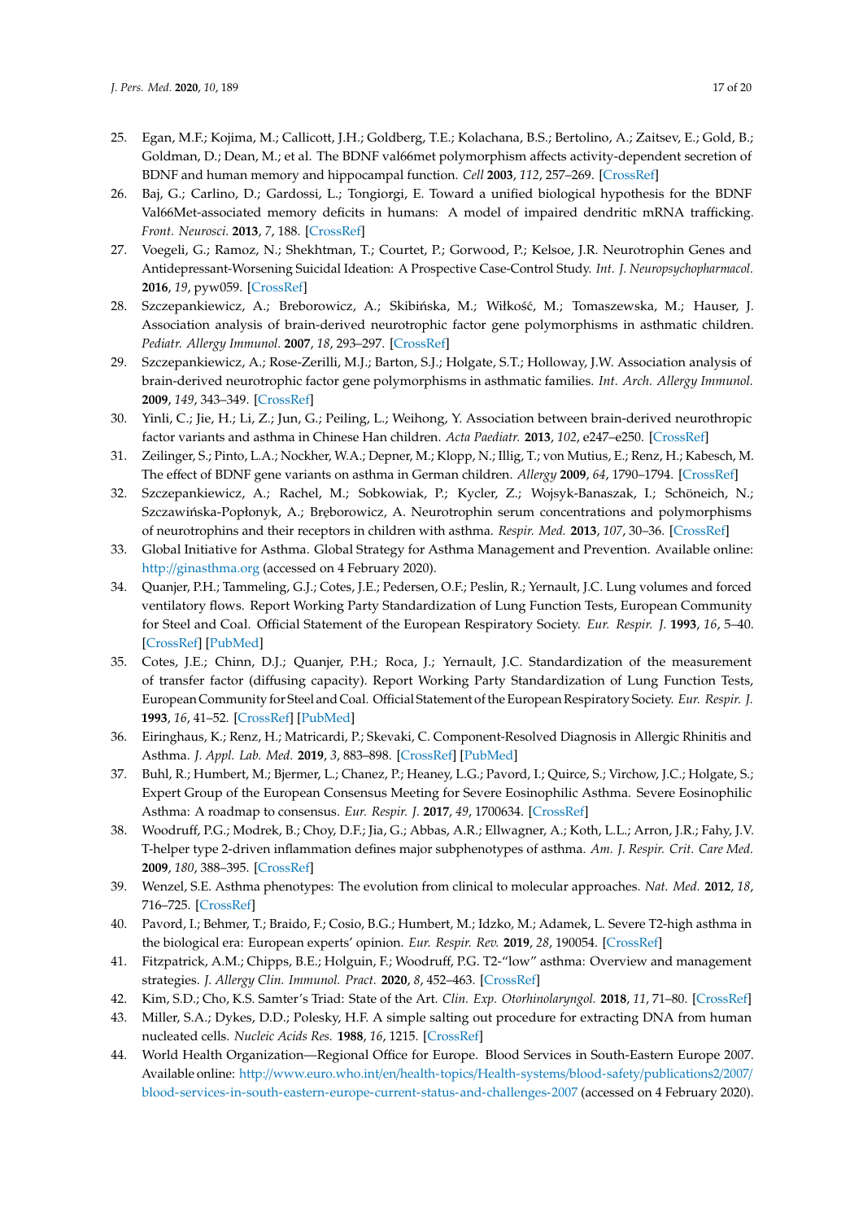25. Egan, M.F.; Kojima, M.; Callicott, J.H.; Goldberg, T.E.; Kolachana, B.S.; Bertolino, A.; Zaitsev, E.; Gold, B.; Goldman, D.; Dean, M.; et al. The BDNF val66met polymorphism affects activity-dependent secretion of BDNF and human memory and hippocampal function. *Cell* **2003**, *112*, 257–269. [CrossRef]
26. Baj, G.; Carlino, D.; Gardossi, L.; Tongiorgi, E. Toward a unified biological hypothesis for the BDNF Val66Met-associated memory deficits in humans: A model of impaired dendritic mRNA trafficking. *Front. Neurosci.* **2013**, *7*, 188. [CrossRef]
27. Voegeli, G.; Ramoz, N.; Shekhtman, T.; Courtet, P.; Gorwood, P.; Kelsoe, J.R. Neurotrophin Genes and Antidepressant-Worsening Suicidal Ideation: A Prospective Case-Control Study. *Int. J. Neuropsychopharmacol.* **2016**, *19*, pyw059. [CrossRef]
28. Szczepankiewicz, A.; Breborowicz, A.; Skibińska, M.; Wiłkość, M.; Tomaszewska, M.; Hauser, J. Association analysis of brain-derived neurotrophic factor gene polymorphisms in asthmatic children. *Pediatr. Allergy Immunol.* **2007**, *18*, 293–297. [CrossRef]
29. Szczepankiewicz, A.; Rose-Zerilli, M.J.; Barton, S.J.; Holgate, S.T.; Holloway, J.W. Association analysis of brain-derived neurotrophic factor gene polymorphisms in asthmatic families. *Int. Arch. Allergy Immunol.* **2009**, *149*, 343–349. [CrossRef]
30. Yinli, C.; Jie, H.; Li, Z.; Jun, G.; Peiling, L.; Weihong, Y. Association between brain-derived neurotropic factor variants and asthma in Chinese Han children. *Acta Paediatr.* **2013**, *102*, e247–e250. [CrossRef]
31. Zeilinger, S.; Pinto, L.A.; Nockher, W.A.; Depner, M.; Klopp, N.; Illig, T.; von Mutius, E.; Renz, H.; Kabesch, M. The effect of BDNF gene variants on asthma in German children. *Allergy* **2009**, *64*, 1790–1794. [CrossRef]
32. Szczepankiewicz, A.; Rachel, M.; Sobkowiak, P.; Kycler, Z.; Wojsyk-Banaszak, I.; Schöneich, N.; Szczawińska-Popłonyk, A.; Bręborowicz, A. Neurotrophin serum concentrations and polymorphisms of neurotrophins and their receptors in children with asthma. *Respir. Med.* **2013**, *107*, 30–36. [CrossRef]
33. Global Initiative for Asthma. Global Strategy for Asthma Management and Prevention. Available online: http://ginasthma.org (accessed on 4 February 2020).
34. Quanjer, P.H.; Tammeling, G.J.; Cotes, J.E.; Pedersen, O.F.; Peslin, R.; Yernault, J.C. Lung volumes and forced ventilatory flows. Report Working Party Standardization of Lung Function Tests, European Community for Steel and Coal. Official Statement of the European Respiratory Society. *Eur. Respir. J.* **1993**, *16*, 5–40. [CrossRef] [PubMed]
35. Cotes, J.E.; Chinn, D.J.; Quanjer, P.H.; Roca, J.; Yernault, J.C. Standardization of the measurement of transfer factor (diffusing capacity). Report Working Party Standardization of Lung Function Tests, European Community for Steel and Coal. Official Statement of the European Respiratory Society. *Eur. Respir. J.* **1993**, *16*, 41–52. [CrossRef] [PubMed]
36. Eiringhaus, K.; Renz, H.; Matricardi, P.; Skevaki, C. Component-Resolved Diagnosis in Allergic Rhinitis and Asthma. *J. Appl. Lab. Med.* **2019**, *3*, 883–898. [CrossRef] [PubMed]
37. Buhl, R.; Humbert, M.; Bjermer, L.; Chanez, P.; Heaney, L.G.; Pavord, I.; Quirce, S.; Virchow, J.C.; Holgate, S.; Expert Group of the European Consensus Meeting for Severe Eosinophilic Asthma. Severe Eosinophilic Asthma: A roadmap to consensus. *Eur. Respir. J.* **2017**, *49*, 1700634. [CrossRef]
38. Woodruff, P.G.; Modrek, B.; Choy, D.F.; Jia, G.; Abbas, A.R.; Ellwagner, A.; Koth, L.L.; Arron, J.R.; Fahy, J.V. T-helper type 2-driven inflammation defines major subphenotypes of asthma. *Am. J. Respir. Crit. Care Med.* **2009**, *180*, 388–395. [CrossRef]
39. Wenzel, S.E. Asthma phenotypes: The evolution from clinical to molecular approaches. *Nat. Med.* **2012**, *18*, 716–725. [CrossRef]
40. Pavord, I.; Behmer, T.; Braido, F.; Cosio, B.G.; Humbert, M.; Idzko, M.; Adamek, L. Severe T2-high asthma in the biological era: European experts' opinion. *Eur. Respir. Rev.* **2019**, *28*, 190054. [CrossRef]
41. Fitzpatrick, A.M.; Chipps, B.E.; Holguin, F.; Woodruff, P.G. T2-"low" asthma: Overview and management strategies. *J. Allergy Clin. Immunol. Pract.* **2020**, *8*, 452–463. [CrossRef]
42. Kim, S.D.; Cho, K.S. Samter's Triad: State of the Art. *Clin. Exp. Otorhinolaryngol.* **2018**, *11*, 71–80. [CrossRef]
43. Miller, S.A.; Dykes, D.D.; Polesky, H.F. A simple salting out procedure for extracting DNA from human nucleated cells. *Nucleic Acids Res.* **1988**, *16*, 1215. [CrossRef]
44. World Health Organization—Regional Office for Europe. Blood Services in South-Eastern Europe 2007. Available online: http://www.euro.who.int/en/health-topics/Health-systems/blood-safety/publications2/2007/blood-services-in-south-eastern-europe-current-status-and-challenges-2007 (accessed on 4 February 2020).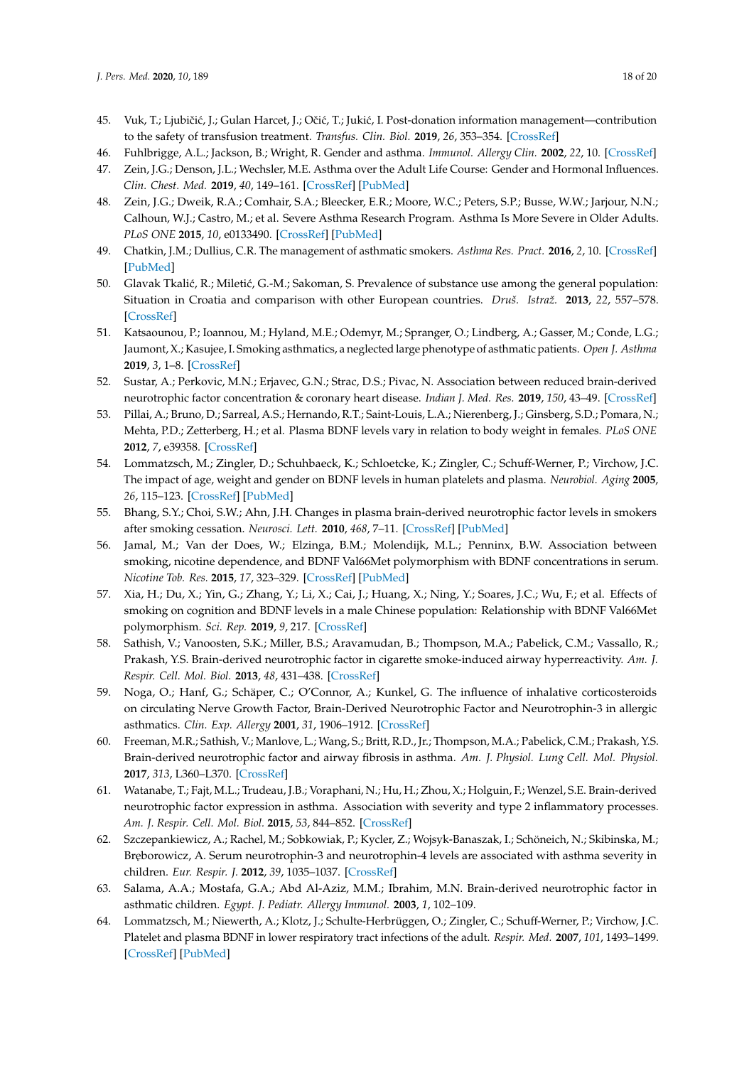45. Vuk, T.; Ljubičić, J.; Gulan Harcet, J.; Očić, T.; Jukić, I. Post-donation information management—contribution to the safety of transfusion treatment. *Transfus. Clin. Biol.* **2019**, *26*, 353–354. [CrossRef]
46. Fuhlbrigge, A.L.; Jackson, B.; Wright, R. Gender and asthma. *Immunol. Allergy Clin.* **2002**, *22*, 10. [CrossRef]
47. Zein, J.G.; Denson, J.L.; Wechsler, M.E. Asthma over the Adult Life Course: Gender and Hormonal Influences. *Clin. Chest. Med.* **2019**, *40*, 149–161. [CrossRef] [PubMed]
48. Zein, J.G.; Dweik, R.A.; Comhair, S.A.; Bleecker, E.R.; Moore, W.C.; Peters, S.P.; Busse, W.W.; Jarjour, N.N.; Calhoun, W.J.; Castro, M.; et al. Severe Asthma Research Program. Asthma Is More Severe in Older Adults. *PLoS ONE* **2015**, *10*, e0133490. [CrossRef] [PubMed]
49. Chatkin, J.M.; Dullius, C.R. The management of asthmatic smokers. *Asthma Res. Pract.* **2016**, *2*, 10. [CrossRef] [PubMed]
50. Glavak Tkalić, R.; Miletić, G.-M.; Sakoman, S. Prevalence of substance use among the general population: Situation in Croatia and comparison with other European countries. *Druš. Istraž.* **2013**, *22*, 557–578. [CrossRef]
51. Katsaounou, P.; Ioannou, M.; Hyland, M.E.; Odemyr, M.; Spranger, O.; Lindberg, A.; Gasser, M.; Conde, L.G.; Jaumont, X.; Kasujee, I. Smoking asthmatics, a neglected large phenotype of asthmatic patients. *Open J. Asthma* **2019**, *3*, 1–8. [CrossRef]
52. Sustar, A.; Perkovic, M.N.; Erjavec, G.N.; Strac, D.S.; Pivac, N. Association between reduced brain-derived neurotrophic factor concentration & coronary heart disease. *Indian J. Med. Res.* **2019**, *150*, 43–49. [CrossRef]
53. Pillai, A.; Bruno, D.; Sarreal, A.S.; Hernando, R.T.; Saint-Louis, L.A.; Nierenberg, J.; Ginsberg, S.D.; Pomara, N.; Mehta, P.D.; Zetterberg, H.; et al. Plasma BDNF levels vary in relation to body weight in females. *PLoS ONE* **2012**, *7*, e39358. [CrossRef]
54. Lommatzsch, M.; Zingler, D.; Schuhbaeck, K.; Schloetcke, K.; Zingler, C.; Schuff-Werner, P.; Virchow, J.C. The impact of age, weight and gender on BDNF levels in human platelets and plasma. *Neurobiol. Aging* **2005**, *26*, 115–123. [CrossRef] [PubMed]
55. Bhang, S.Y.; Choi, S.W.; Ahn, J.H. Changes in plasma brain-derived neurotrophic factor levels in smokers after smoking cessation. *Neurosci. Lett.* **2010**, *468*, 7–11. [CrossRef] [PubMed]
56. Jamal, M.; Van der Does, W.; Elzinga, B.M.; Molendijk, M.L.; Penninx, B.W. Association between smoking, nicotine dependence, and BDNF Val66Met polymorphism with BDNF concentrations in serum. *Nicotine Tob. Res.* **2015**, *17*, 323–329. [CrossRef] [PubMed]
57. Xia, H.; Du, X.; Yin, G.; Zhang, Y.; Li, X.; Cai, J.; Huang, X.; Ning, Y.; Soares, J.C.; Wu, F.; et al. Effects of smoking on cognition and BDNF levels in a male Chinese population: Relationship with BDNF Val66Met polymorphism. *Sci. Rep.* **2019**, *9*, 217. [CrossRef]
58. Sathish, V.; Vanoosten, S.K.; Miller, B.S.; Aravamudan, B.; Thompson, M.A.; Pabelick, C.M.; Vassallo, R.; Prakash, Y.S. Brain-derived neurotrophic factor in cigarette smoke-induced airway hyperreactivity. *Am. J. Respir. Cell. Mol. Biol.* **2013**, *48*, 431–438. [CrossRef]
59. Noga, O.; Hanf, G.; Schäper, C.; O'Connor, A.; Kunkel, G. The influence of inhalative corticosteroids on circulating Nerve Growth Factor, Brain-Derived Neurotrophic Factor and Neurotrophin-3 in allergic asthmatics. *Clin. Exp. Allergy* **2001**, *31*, 1906–1912. [CrossRef]
60. Freeman, M.R.; Sathish, V.; Manlove, L.; Wang, S.; Britt, R.D., Jr.; Thompson, M.A.; Pabelick, C.M.; Prakash, Y.S. Brain-derived neurotrophic factor and airway fibrosis in asthma. *Am. J. Physiol. Lung Cell. Mol. Physiol.* **2017**, *313*, L360–L370. [CrossRef]
61. Watanabe, T.; Fajt, M.L.; Trudeau, J.B.; Voraphani, N.; Hu, H.; Zhou, X.; Holguin, F.; Wenzel, S.E. Brain-derived neurotrophic factor expression in asthma. Association with severity and type 2 inflammatory processes. *Am. J. Respir. Cell. Mol. Biol.* **2015**, *53*, 844–852. [CrossRef]
62. Szczepankiewicz, A.; Rachel, M.; Sobkowiak, P.; Kycler, Z.; Wojsyk-Banaszak, I.; Schöneich, N.; Skibinska, M.; Bręborowicz, A. Serum neurotrophin-3 and neurotrophin-4 levels are associated with asthma severity in children. *Eur. Respir. J.* **2012**, *39*, 1035–1037. [CrossRef]
63. Salama, A.A.; Mostafa, G.A.; Abd Al-Aziz, M.M.; Ibrahim, M.N. Brain-derived neurotrophic factor in asthmatic children. *Egypt. J. Pediatr. Allergy Immunol.* **2003**, *1*, 102–109.
64. Lommatzsch, M.; Niewerth, A.; Klotz, J.; Schulte-Herbrüggen, O.; Zingler, C.; Schuff-Werner, P.; Virchow, J.C. Platelet and plasma BDNF in lower respiratory tract infections of the adult. *Respir. Med.* **2007**, *101*, 1493–1499. [CrossRef] [PubMed]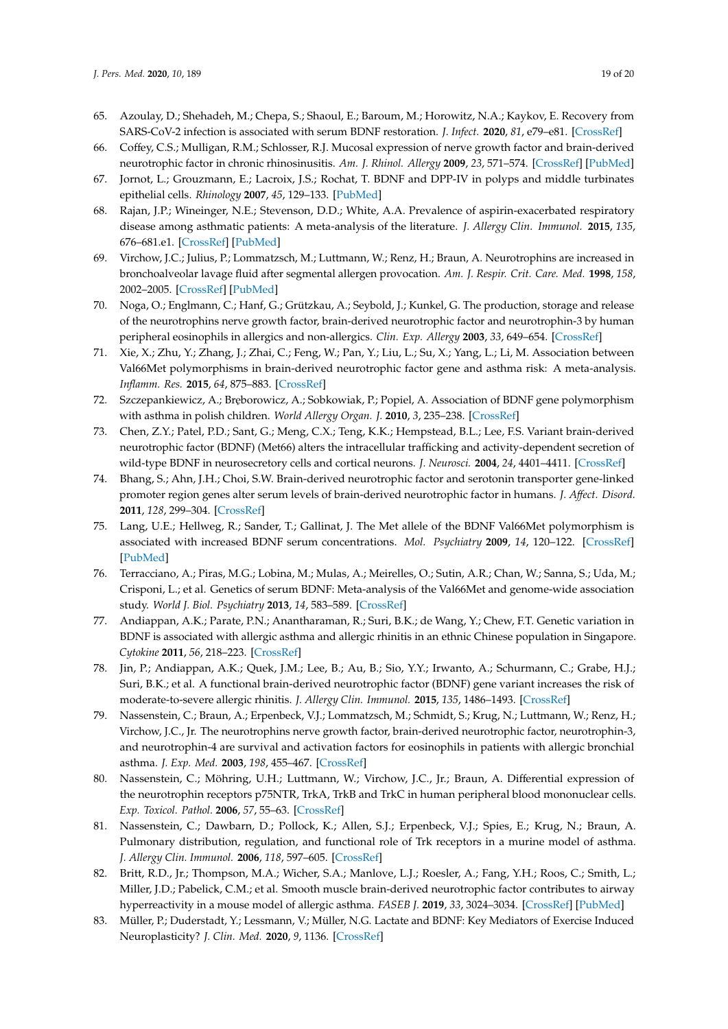65. Azoulay, D.; Shehadeh, M.; Chepa, S.; Shaoul, E.; Baroum, M.; Horowitz, N.A.; Kaykov, E. Recovery from SARS-CoV-2 infection is associated with serum BDNF restoration. *J. Infect.* **2020**, *81*, e79–e81. [CrossRef]
66. Coffey, C.S.; Mulligan, R.M.; Schlosser, R.J. Mucosal expression of nerve growth factor and brain-derived neurotrophic factor in chronic rhinosinusitis. *Am. J. Rhinol. Allergy* **2009**, *23*, 571–574. [CrossRef] [PubMed]
67. Jornot, L.; Grouzmann, E.; Lacroix, J.S.; Rochat, T. BDNF and DPP-IV in polyps and middle turbinates epithelial cells. *Rhinology* **2007**, *45*, 129–133. [PubMed]
68. Rajan, J.P.; Wineinger, N.E.; Stevenson, D.D.; White, A.A. Prevalence of aspirin-exacerbated respiratory disease among asthmatic patients: A meta-analysis of the literature. *J. Allergy Clin. Immunol.* **2015**, *135*, 676–681.e1. [CrossRef] [PubMed]
69. Virchow, J.C.; Julius, P.; Lommatzsch, M.; Luttmann, W.; Renz, H.; Braun, A. Neurotrophins are increased in bronchoalveolar lavage fluid after segmental allergen provocation. *Am. J. Respir. Crit. Care. Med.* **1998**, *158*, 2002–2005. [CrossRef] [PubMed]
70. Noga, O.; Englmann, C.; Hanf, G.; Grützkau, A.; Seybold, J.; Kunkel, G. The production, storage and release of the neurotrophins nerve growth factor, brain-derived neurotrophic factor and neurotrophin-3 by human peripheral eosinophils in allergics and non-allergics. *Clin. Exp. Allergy* **2003**, *33*, 649–654. [CrossRef]
71. Xie, X.; Zhu, Y.; Zhang, J.; Zhai, C.; Feng, W.; Pan, Y.; Liu, L.; Su, X.; Yang, L.; Li, M. Association between Val66Met polymorphisms in brain-derived neurotrophic factor gene and asthma risk: A meta-analysis. *Inflamm. Res.* **2015**, *64*, 875–883. [CrossRef]
72. Szczepankiewicz, A.; Bręborowicz, A.; Sobkowiak, P.; Popiel, A. Association of BDNF gene polymorphism with asthma in polish children. *World Allergy Organ. J.* **2010**, *3*, 235–238. [CrossRef]
73. Chen, Z.Y.; Patel, P.D.; Sant, G.; Meng, C.X.; Teng, K.K.; Hempstead, B.L.; Lee, F.S. Variant brain-derived neurotrophic factor (BDNF) (Met66) alters the intracellular trafficking and activity-dependent secretion of wild-type BDNF in neurosecretory cells and cortical neurons. *J. Neurosci.* **2004**, *24*, 4401–4411. [CrossRef]
74. Bhang, S.; Ahn, J.H.; Choi, S.W. Brain-derived neurotrophic factor and serotonin transporter gene-linked promoter region genes alter serum levels of brain-derived neurotrophic factor in humans. *J. Affect. Disord.* **2011**, *128*, 299–304. [CrossRef]
75. Lang, U.E.; Hellweg, R.; Sander, T.; Gallinat, J. The Met allele of the BDNF Val66Met polymorphism is associated with increased BDNF serum concentrations. *Mol. Psychiatry* **2009**, *14*, 120–122. [CrossRef] [PubMed]
76. Terracciano, A.; Piras, M.G.; Lobina, M.; Mulas, A.; Meirelles, O.; Sutin, A.R.; Chan, W.; Sanna, S.; Uda, M.; Crisponi, L.; et al. Genetics of serum BDNF: Meta-analysis of the Val66Met and genome-wide association study. *World J. Biol. Psychiatry* **2013**, *14*, 583–589. [CrossRef]
77. Andiappan, A.K.; Parate, P.N.; Anantharaman, R.; Suri, B.K.; de Wang, Y.; Chew, F.T. Genetic variation in BDNF is associated with allergic asthma and allergic rhinitis in an ethnic Chinese population in Singapore. *Cytokine* **2011**, *56*, 218–223. [CrossRef]
78. Jin, P.; Andiappan, A.K.; Quek, J.M.; Lee, B.; Au, B.; Sio, Y.Y.; Irwanto, A.; Schurmann, C.; Grabe, H.J.; Suri, B.K.; et al. A functional brain-derived neurotrophic factor (BDNF) gene variant increases the risk of moderate-to-severe allergic rhinitis. *J. Allergy Clin. Immunol.* **2015**, *135*, 1486–1493. [CrossRef]
79. Nassenstein, C.; Braun, A.; Erpenbeck, V.J.; Lommatzsch, M.; Schmidt, S.; Krug, N.; Luttmann, W.; Renz, H.; Virchow, J.C., Jr. The neurotrophins nerve growth factor, brain-derived neurotrophic factor, neurotrophin-3, and neurotrophin-4 are survival and activation factors for eosinophils in patients with allergic bronchial asthma. *J. Exp. Med.* **2003**, *198*, 455–467. [CrossRef]
80. Nassenstein, C.; Möhring, U.H.; Luttmann, W.; Virchow, J.C., Jr.; Braun, A. Differential expression of the neurotrophin receptors p75NTR, TrkA, TrkB and TrkC in human peripheral blood mononuclear cells. *Exp. Toxicol. Pathol.* **2006**, *57*, 55–63. [CrossRef]
81. Nassenstein, C.; Dawbarn, D.; Pollock, K.; Allen, S.J.; Erpenbeck, V.J.; Spies, E.; Krug, N.; Braun, A. Pulmonary distribution, regulation, and functional role of Trk receptors in a murine model of asthma. *J. Allergy Clin. Immunol.* **2006**, *118*, 597–605. [CrossRef]
82. Britt, R.D., Jr.; Thompson, M.A.; Wicher, S.A.; Manlove, L.J.; Roesler, A.; Fang, Y.H.; Roos, C.; Smith, L.; Miller, J.D.; Pabelick, C.M.; et al. Smooth muscle brain-derived neurotrophic factor contributes to airway hyperreactivity in a mouse model of allergic asthma. *FASEB J.* **2019**, *33*, 3024–3034. [CrossRef] [PubMed]
83. Müller, P.; Duderstadt, Y.; Lessmann, V.; Müller, N.G. Lactate and BDNF: Key Mediators of Exercise Induced Neuroplasticity? *J. Clin. Med.* **2020**, *9*, 1136. [CrossRef]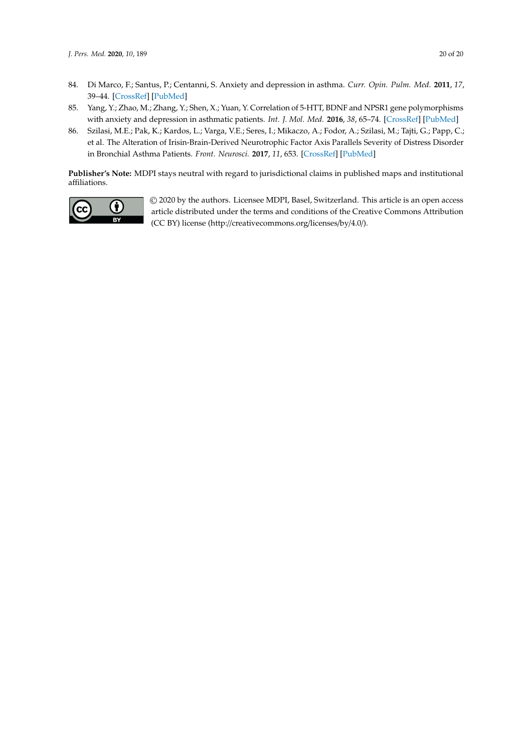84. Di Marco, F.; Santus, P.; Centanni, S. Anxiety and depression in asthma. *Curr. Opin. Pulm. Med.* **2011**, *17*, 39–44. [CrossRef] [PubMed]
85. Yang, Y.; Zhao, M.; Zhang, Y.; Shen, X.; Yuan, Y. Correlation of 5-HTT, BDNF and NPSR1 gene polymorphisms with anxiety and depression in asthmatic patients. *Int. J. Mol. Med.* **2016**, *38*, 65–74. [CrossRef] [PubMed]
86. Szilasi, M.E.; Pak, K.; Kardos, L.; Varga, V.E.; Seres, I.; Mikaczo, A.; Fodor, A.; Szilasi, M.; Tajti, G.; Papp, C.; et al. The Alteration of Irisin-Brain-Derived Neurotrophic Factor Axis Parallels Severity of Distress Disorder in Bronchial Asthma Patients. *Front. Neurosci.* **2017**, *11*, 653. [CrossRef] [PubMed]

**Publisher's Note:** MDPI stays neutral with regard to jurisdictional claims in published maps and institutional affiliations.

© 2020 by the authors. Licensee MDPI, Basel, Switzerland. This article is an open access article distributed under the terms and conditions of the Creative Commons Attribution (CC BY) license (http://creativecommons.org/licenses/by/4.0/).